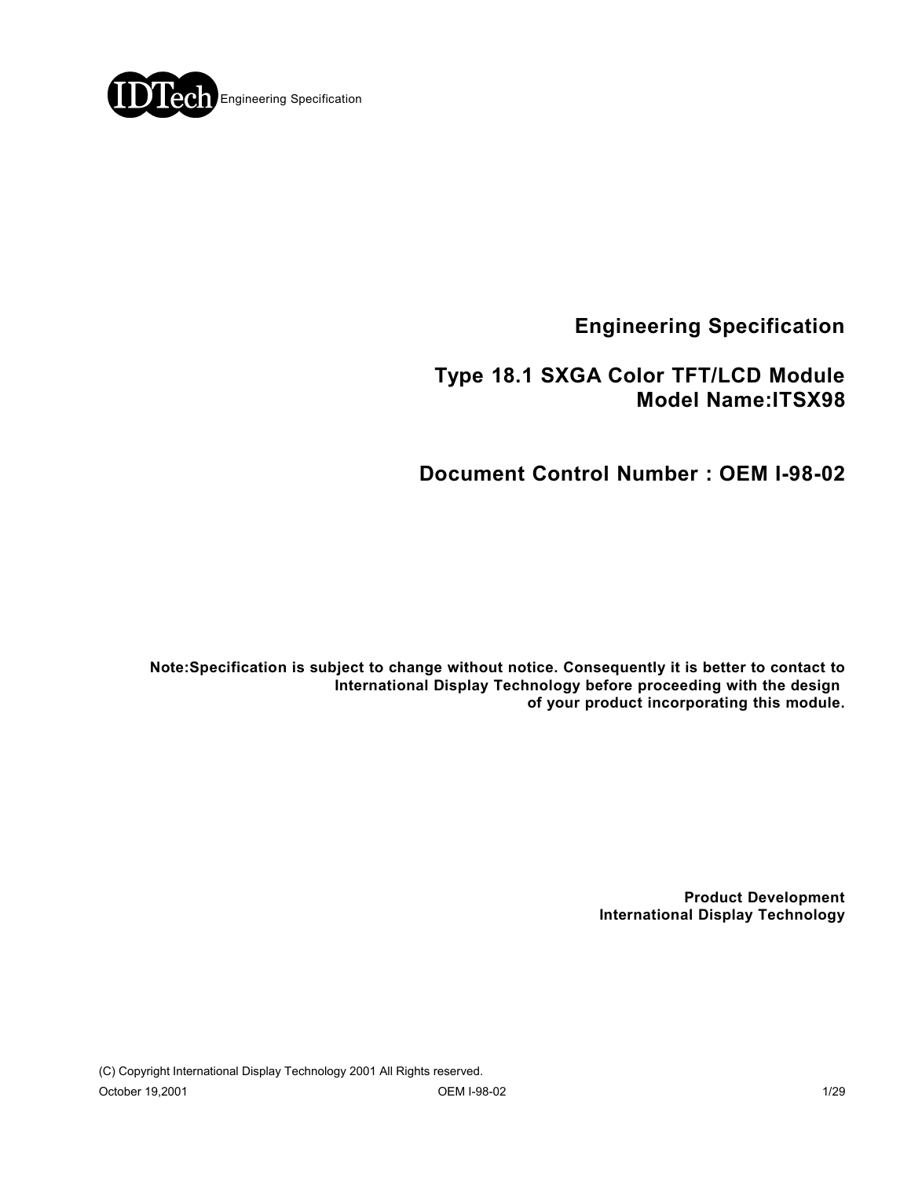IDTech Engineering Specification

# Engineering Specification

## Type 18.1 SXGA Color TFT/LCD Module
## Model Name:ITSX98

## Document Control Number : OEM I-98-02

**Note:Specification is subject to change without notice. Consequently it is better to contact to International Display Technology before proceeding with the design of your product incorporating this module.**

**Product Development**
**International Display Technology**

(C) Copyright International Display Technology 2001 All Rights reserved.

October 19,2001 OEM I-98-02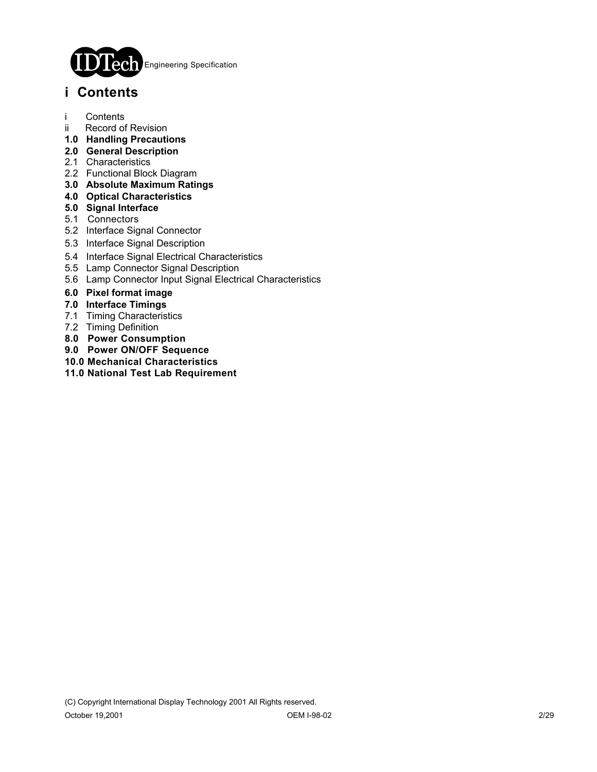## i Contents

i Contents
ii Record of Revision
**1.0 Handling Precautions**
**2.0 General Description**
2.1 Characteristics
2.2 Functional Block Diagram
**3.0 Absolute Maximum Ratings**
**4.0 Optical Characteristics**
**5.0 Signal Interface**
5.1 Connectors
5.2 Interface Signal Connector
5.3 Interface Signal Description
5.4 Interface Signal Electrical Characteristics
5.5 Lamp Connector Signal Description
5.6 Lamp Connector Input Signal Electrical Characteristics
**6.0 Pixel format image**
**7.0 Interface Timings**
7.1 Timing Characteristics
7.2 Timing Definition
**8.0 Power Consumption**
**9.0 Power ON/OFF Sequence**
**10.0 Mechanical Characteristics**
**11.0 National Test Lab Requirement**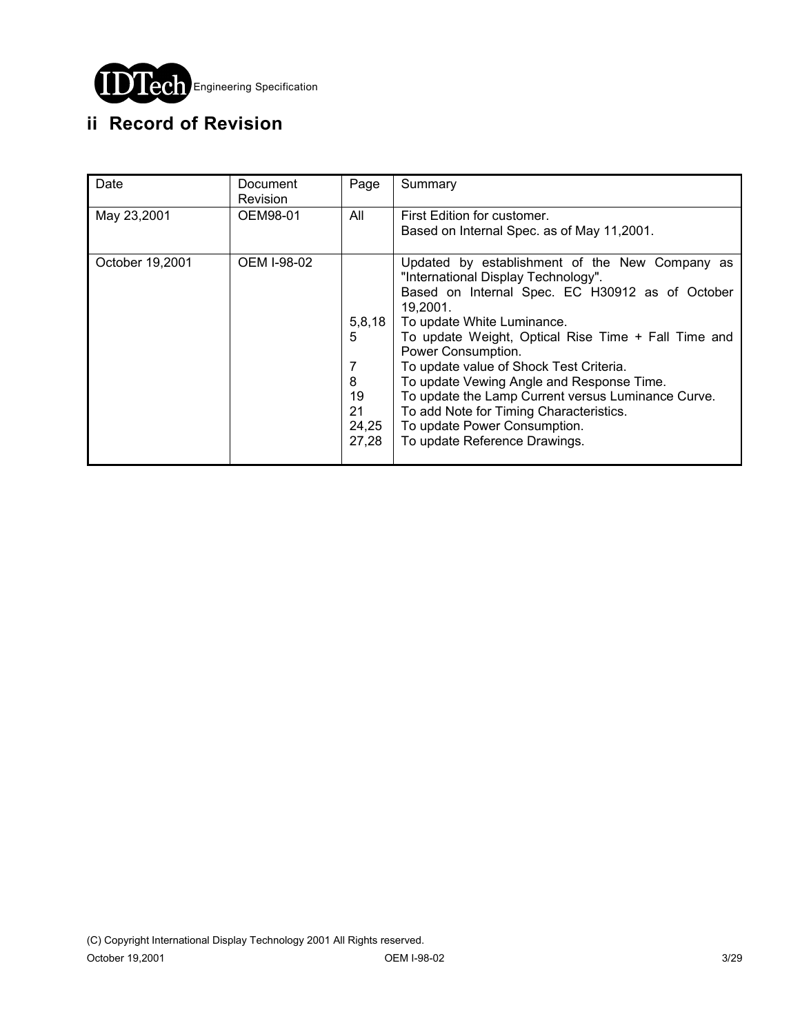## ii Record of Revision

| Date | Document Revision | Page | Summary |
|---|---|---|---|
| May 23,2001 | OEM98-01 | All | First Edition for customer.<br>Based on Internal Spec. as of May 11,2001. |
| October 19,2001 | OEM I-98-02 | | Updated by establishment of the New Company as "International Display Technology".<br>Based on Internal Spec. EC H30912 as of October 19,2001. |
| | | 5,8,18 | To update White Luminance. |
| | | 5 | To update Weight, Optical Rise Time + Fall Time and Power Consumption. |
| | | 7 | To update value of Shock Test Criteria. |
| | | 8 | To update Vewing Angle and Response Time. |
| | | 19 | To update the Lamp Current versus Luminance Curve. |
| | | 21 | To add Note for Timing Characteristics. |
| | | 24,25 | To update Power Consumption. |
| | | 27,28 | To update Reference Drawings. |

(C) Copyright International Display Technology 2001 All Rights reserved.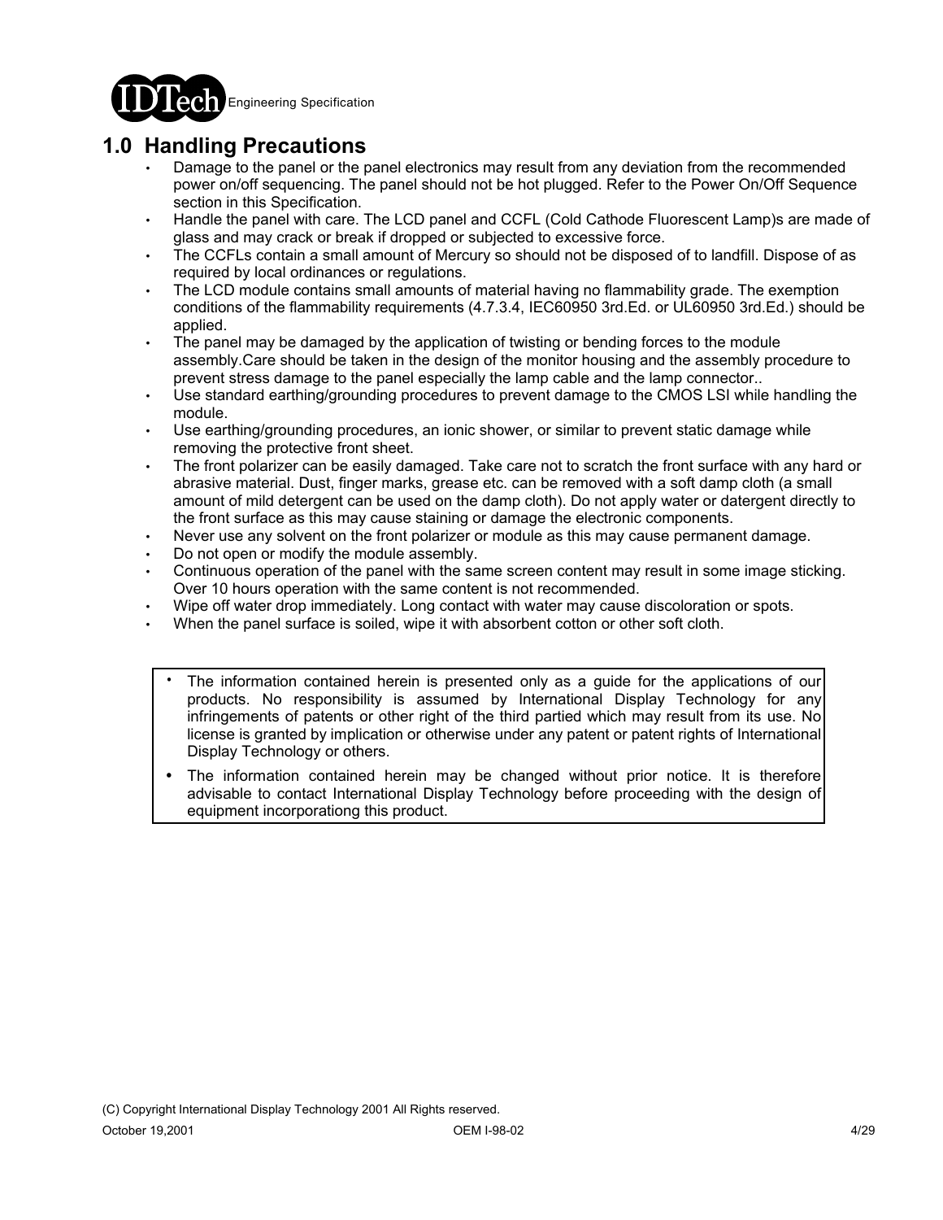# 1.0 Handling Precautions

- Damage to the panel or the panel electronics may result from any deviation from the recommended power on/off sequencing. The panel should not be hot plugged. Refer to the Power On/Off Sequence section in this Specification.
- Handle the panel with care. The LCD panel and CCFL (Cold Cathode Fluorescent Lamp)s are made of glass and may crack or break if dropped or subjected to excessive force.
- The CCFLs contain a small amount of Mercury so should not be disposed of to landfill. Dispose of as required by local ordinances or regulations.
- The LCD module contains small amounts of material having no flammability grade. The exemption conditions of the flammability requirements (4.7.3.4, IEC60950 3rd.Ed. or UL60950 3rd.Ed.) should be applied.
- The panel may be damaged by the application of twisting or bending forces to the module assembly.Care should be taken in the design of the monitor housing and the assembly procedure to prevent stress damage to the panel especially the lamp cable and the lamp connector..
- Use standard earthing/grounding procedures to prevent damage to the CMOS LSI while handling the module.
- Use earthing/grounding procedures, an ionic shower, or similar to prevent static damage while removing the protective front sheet.
- The front polarizer can be easily damaged. Take care not to scratch the front surface with any hard or abrasive material. Dust, finger marks, grease etc. can be removed with a soft damp cloth (a small amount of mild detergent can be used on the damp cloth). Do not apply water or datergent directly to the front surface as this may cause staining or damage the electronic components.
- Never use any solvent on the front polarizer or module as this may cause permanent damage.
- Do not open or modify the module assembly.
- Continuous operation of the panel with the same screen content may result in some image sticking. Over 10 hours operation with the same content is not recommended.
- Wipe off water drop immediately. Long contact with water may cause discoloration or spots.
- When the panel surface is soiled, wipe it with absorbent cotton or other soft cloth.

---

- The information contained herein is presented only as a guide for the applications of our products. No responsibility is assumed by International Display Technology for any infringements of patents or other right of the third partied which may result from its use. No license is granted by implication or otherwise under any patent or patent rights of International Display Technology or others.
- The information contained herein may be changed without prior notice. It is therefore advisable to contact International Display Technology before proceeding with the design of equipment incorporationg this product.

---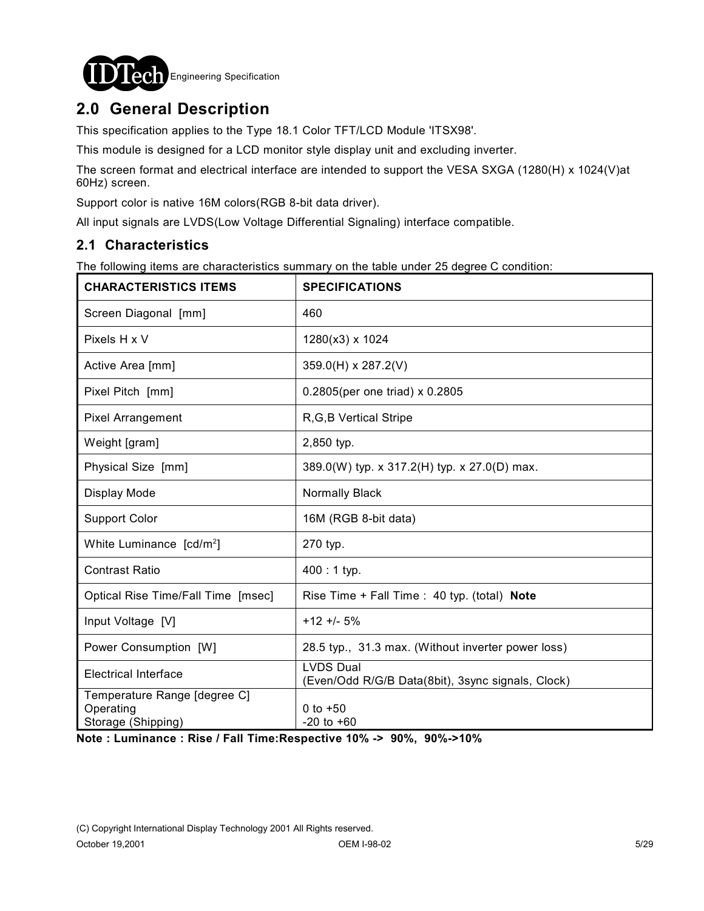## 2.0 General Description

This specification applies to the Type 18.1 Color TFT/LCD Module 'ITSX98'.

This module is designed for a LCD monitor style display unit and excluding inverter.

The screen format and electrical interface are intended to support the VESA SXGA (1280(H) x 1024(V)at 60Hz) screen.

Support color is native 16M colors(RGB 8-bit data driver).

All input signals are LVDS(Low Voltage Differential Signaling) interface compatible.

### 2.1 Characteristics

The following items are characteristics summary on the table under 25 degree C condition:

| CHARACTERISTICS ITEMS | SPECIFICATIONS |
|---|---|
| Screen Diagonal [mm] | 460 |
| Pixels H x V | 1280(x3) x 1024 |
| Active Area [mm] | 359.0(H) x 287.2(V) |
| Pixel Pitch [mm] | 0.2805(per one triad) x 0.2805 |
| Pixel Arrangement | R,G,B Vertical Stripe |
| Weight [gram] | 2,850 typ. |
| Physical Size [mm] | 389.0(W) typ. x 317.2(H) typ. x 27.0(D) max. |
| Display Mode | Normally Black |
| Support Color | 16M (RGB 8-bit data) |
| White Luminance [cd/m$^2$] | 270 typ. |
| Contrast Ratio | 400 : 1 typ. |
| Optical Rise Time/Fall Time [msec] | Rise Time + Fall Time : 40 typ. (total) **Note** |
| Input Voltage [V] | +12 +/- 5% |
| Power Consumption [W] | 28.5 typ., 31.3 max. (Without inverter power loss) |
| Electrical Interface | LVDS Dual<br>(Even/Odd R/G/B Data(8bit), 3sync signals, Clock) |
| Temperature Range [degree C]<br>Operating<br>Storage (Shipping) | <br>0 to +50<br>-20 to +60 |

**Note : Luminance : Rise / Fall Time:Respective 10% -> 90%, 90%->10%**

(C) Copyright International Display Technology 2001 All Rights reserved.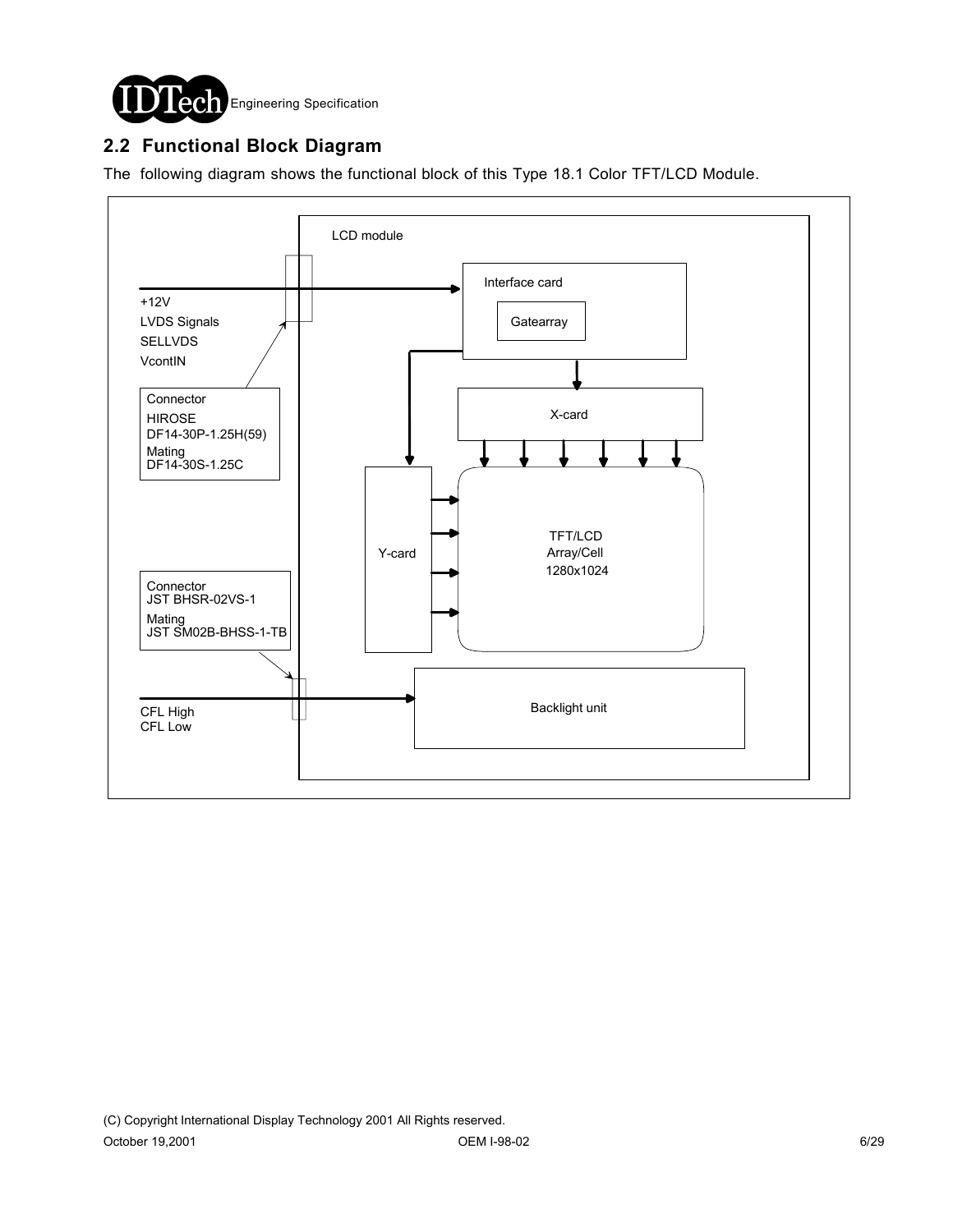## 2.2 Functional Block Diagram

The following diagram shows the functional block of this Type 18.1 Color TFT/LCD Module.

LCD module

+12V
LVDS Signals
SELLVDS
VcontIN

Connector
HIROSE
DF14-30P-1.25H(59)
Mating
DF14-30S-1.25C

Interface card

Gatearray

X-card

Y-card

TFT/LCD
Array/Cell
1280x1024

Connector
JST BHSR-02VS-1
Mating
JST SM02B-BHSS-1-TB

CFL High
CFL Low

Backlight unit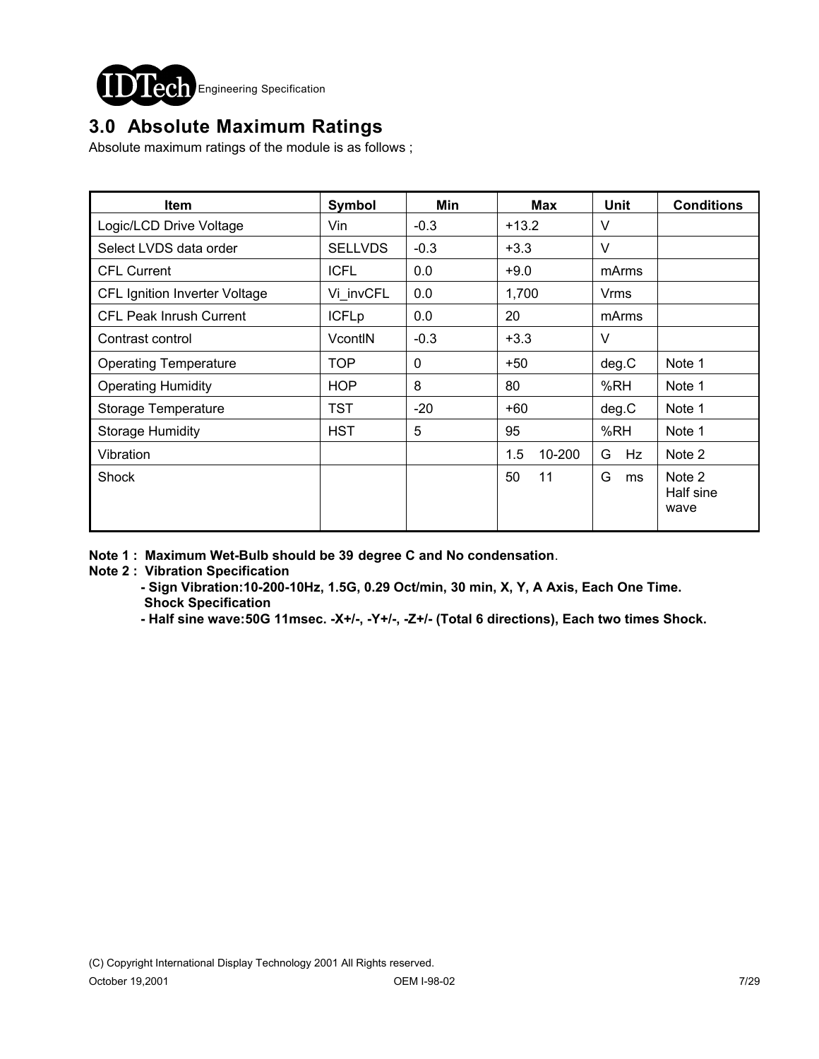## 3.0 Absolute Maximum Ratings

Absolute maximum ratings of the module is as follows ;

| Item | Symbol | Min | Max | Unit | Conditions |
|---|---|---|---|---|---|
| Logic/LCD Drive Voltage | Vin | -0.3 | +13.2 | V | |
| Select LVDS data order | SELLVDS | -0.3 | +3.3 | V | |
| CFL Current | ICFL | 0.0 | +9.0 | mArms | |
| CFL Ignition Inverter Voltage | Vi_invCFL | 0.0 | 1,700 | Vrms | |
| CFL Peak Inrush Current | ICFLp | 0.0 | 20 | mArms | |
| Contrast control | VcontIN | -0.3 | +3.3 | V | |
| Operating Temperature | TOP | 0 | +50 | deg.C | Note 1 |
| Operating Humidity | HOP | 8 | 80 | %RH | Note 1 |
| Storage Temperature | TST | -20 | +60 | deg.C | Note 1 |
| Storage Humidity | HST | 5 | 95 | %RH | Note 1 |
| Vibration | | | 1.5 10-200 | G Hz | Note 2 |
| Shock | | | 50 11 | G ms | Note 2 Half sine wave |

**Note 1 : Maximum Wet-Bulb should be 39 degree C and No condensation**.

**Note 2 : Vibration Specification**

**- Sign Vibration:10-200-10Hz, 1.5G, 0.29 Oct/min, 30 min, X, Y, A Axis, Each One Time.**

**Shock Specification**

**- Half sine wave:50G 11msec. -X+/-, -Y+/-, -Z+/- (Total 6 directions), Each two times Shock.**

(C) Copyright International Display Technology 2001 All Rights reserved.

October 19,2001 OEM I-98-02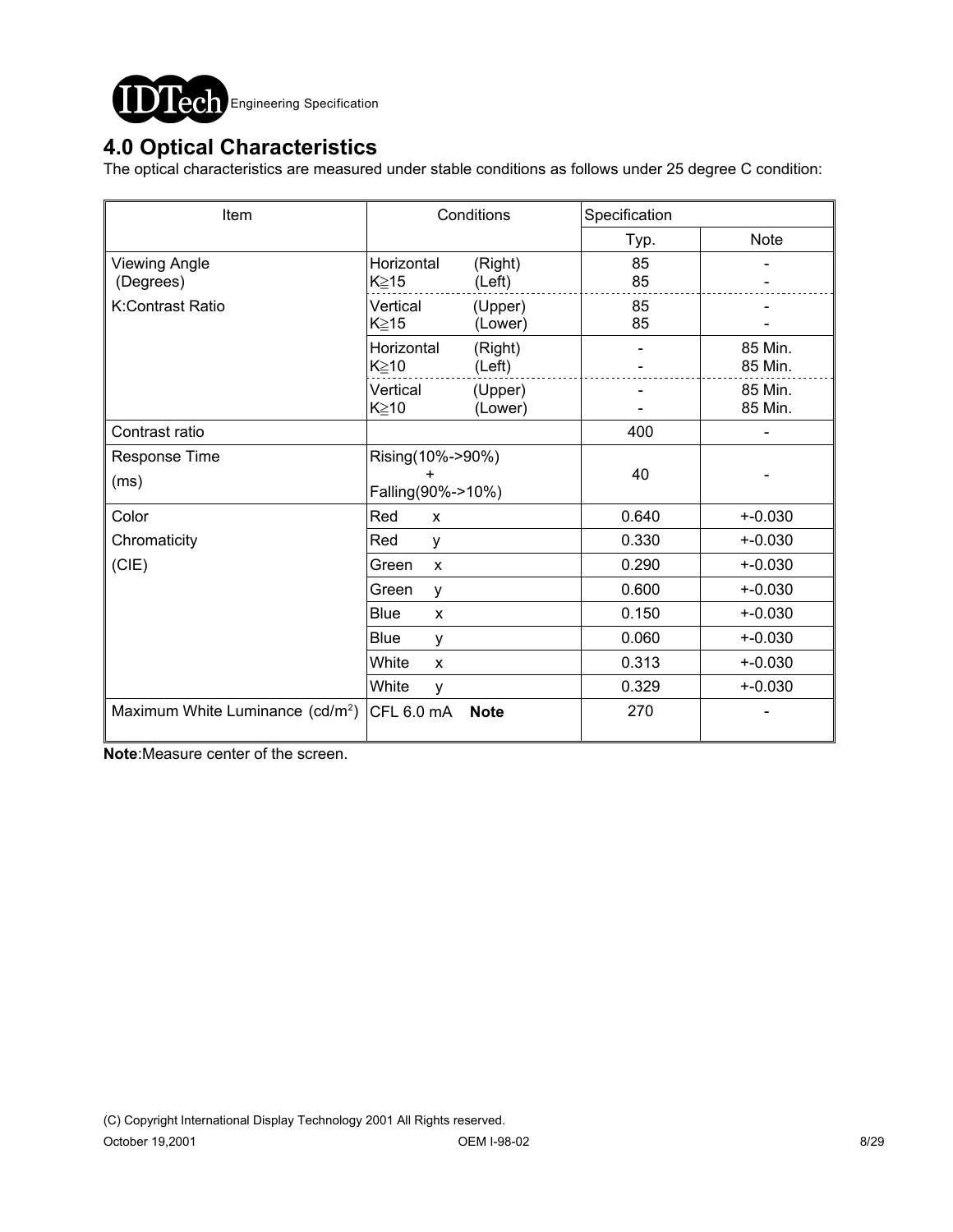## 4.0 Optical Characteristics

The optical characteristics are measured under stable conditions as follows under 25 degree C condition:

| Item | Conditions | | Specification | |
|---|---|---|---|---|
| | | | Typ. | Note |
| Viewing Angle (Degrees) | Horizontal K≧15 | (Right) (Left) | 85 85 | - - |
| K:Contrast Ratio | Vertical K≧15 | (Upper) (Lower) | 85 85 | - - |
| | Horizontal K≧10 | (Right) (Left) | - - | 85 Min. 85 Min. |
| | Vertical K≧10 | (Upper) (Lower) | - - | 85 Min. 85 Min. |
| Contrast ratio | | | 400 | - |
| Response Time (ms) | Rising(10%->90%) + Falling(90%->10%) | | 40 | - |
| Color Chromaticity (CIE) | Red | x | 0.640 | +-0.030 |
| | Red | y | 0.330 | +-0.030 |
| | Green | x | 0.290 | +-0.030 |
| | Green | y | 0.600 | +-0.030 |
| | Blue | x | 0.150 | +-0.030 |
| | Blue | y | 0.060 | +-0.030 |
| | White | x | 0.313 | +-0.030 |
| | White | y | 0.329 | +-0.030 |
| Maximum White Luminance (cd/m$^2$) | CFL 6.0 mA **Note** | | 270 | - |

**Note**:Measure center of the screen.

(C) Copyright International Display Technology 2001 All Rights reserved.

October 19,2001 OEM I-98-02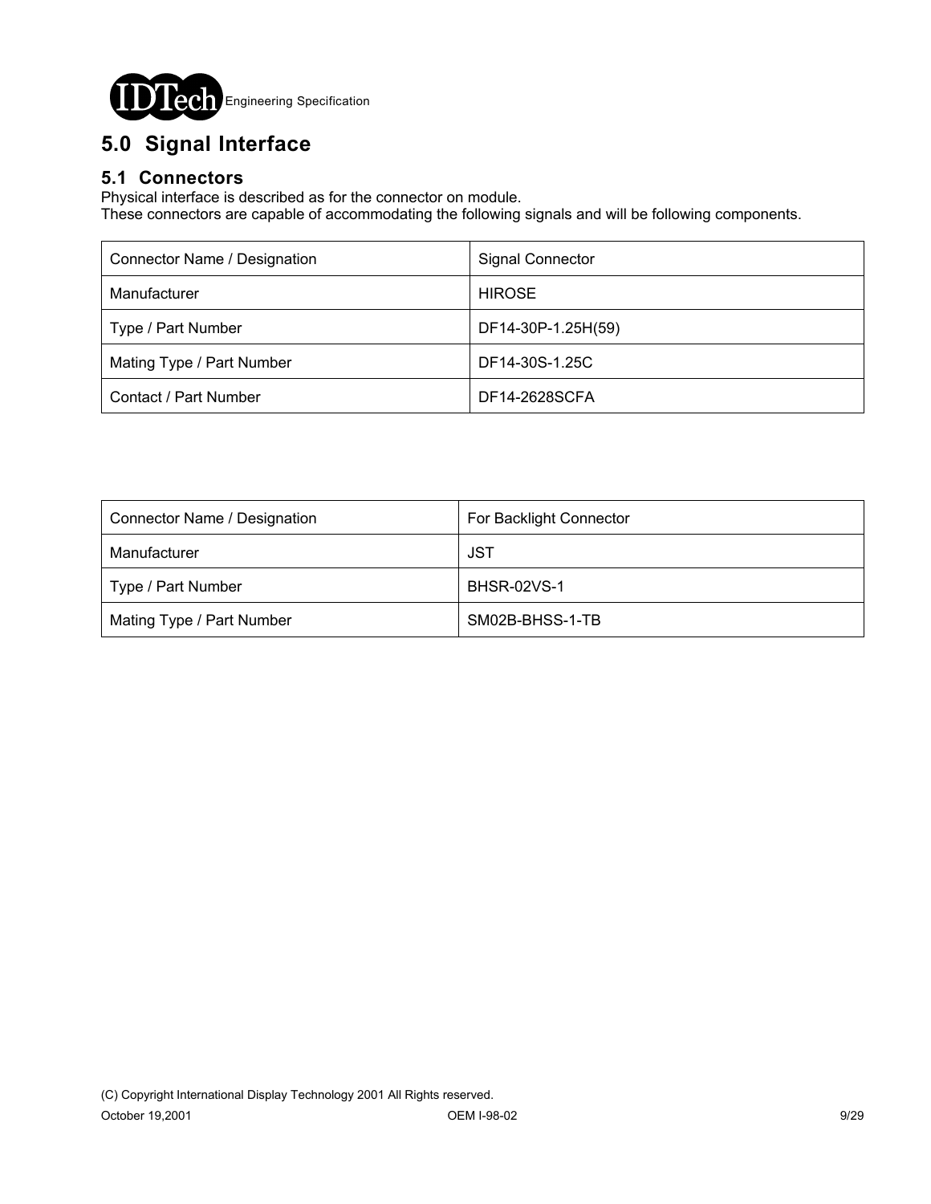# 5.0 Signal Interface

## 5.1 Connectors

Physical interface is described as for the connector on module.
These connectors are capable of accommodating the following signals and will be following components.

| Connector Name / Designation | Signal Connector |
|---|---|
| Manufacturer | HIROSE |
| Type / Part Number | DF14-30P-1.25H(59) |
| Mating Type / Part Number | DF14-30S-1.25C |
| Contact / Part Number | DF14-2628SCFA |

| Connector Name / Designation | For Backlight Connector |
|---|---|
| Manufacturer | JST |
| Type / Part Number | BHSR-02VS-1 |
| Mating Type / Part Number | SM02B-BHSS-1-TB |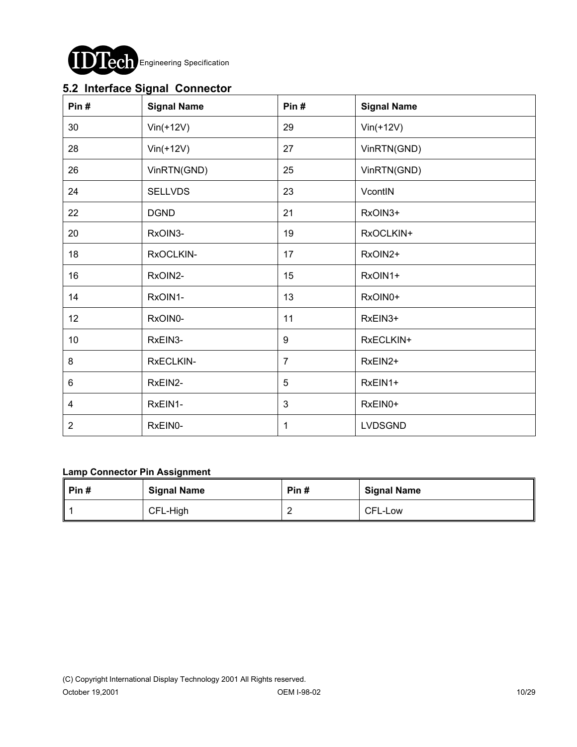## 5.2 Interface Signal Connector

| Pin # | Signal Name | Pin # | Signal Name |
|---|---|---|---|
| 30 | Vin(+12V) | 29 | Vin(+12V) |
| 28 | Vin(+12V) | 27 | VinRTN(GND) |
| 26 | VinRTN(GND) | 25 | VinRTN(GND) |
| 24 | SELLVDS | 23 | VcontIN |
| 22 | DGND | 21 | RxOIN3+ |
| 20 | RxOIN3- | 19 | RxOCLKIN+ |
| 18 | RxOCLKIN- | 17 | RxOIN2+ |
| 16 | RxOIN2- | 15 | RxOIN1+ |
| 14 | RxOIN1- | 13 | RxOIN0+ |
| 12 | RxOIN0- | 11 | RxEIN3+ |
| 10 | RxEIN3- | 9 | RxECLKIN+ |
| 8 | RxECLKIN- | 7 | RxEIN2+ |
| 6 | RxEIN2- | 5 | RxEIN1+ |
| 4 | RxEIN1- | 3 | RxEIN0+ |
| 2 | RxEIN0- | 1 | LVDSGND |

**Lamp Connector Pin Assignment**

| Pin # | Signal Name | Pin # | Signal Name |
|---|---|---|---|
| 1 | CFL-High | 2 | CFL-Low |

(C) Copyright International Display Technology 2001 All Rights reserved.

October 19,2001 OEM I-98-02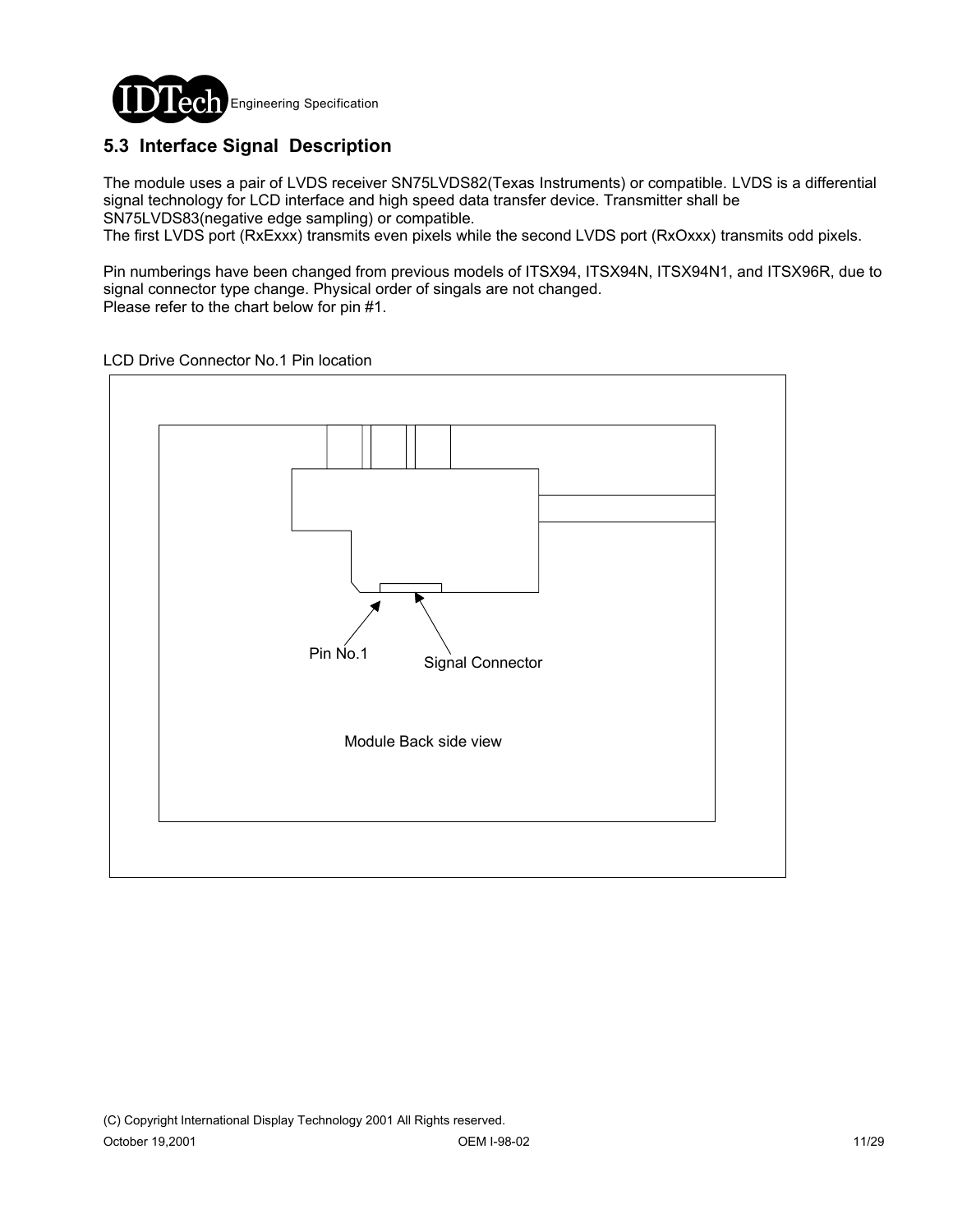## 5.3 Interface Signal Description

The module uses a pair of LVDS receiver SN75LVDS82(Texas Instruments) or compatible. LVDS is a differential signal technology for LCD interface and high speed data transfer device. Transmitter shall be SN75LVDS83(negative edge sampling) or compatible.
The first LVDS port (RxExxx) transmits even pixels while the second LVDS port (RxOxxx) transmits odd pixels.

Pin numberings have been changed from previous models of ITSX94, ITSX94N, ITSX94N1, and ITSX96R, due to signal connector type change. Physical order of singals are not changed.
Please refer to the chart below for pin #1.

LCD Drive Connector No.1 Pin location

Pin No.1

Signal Connector

Module Back side view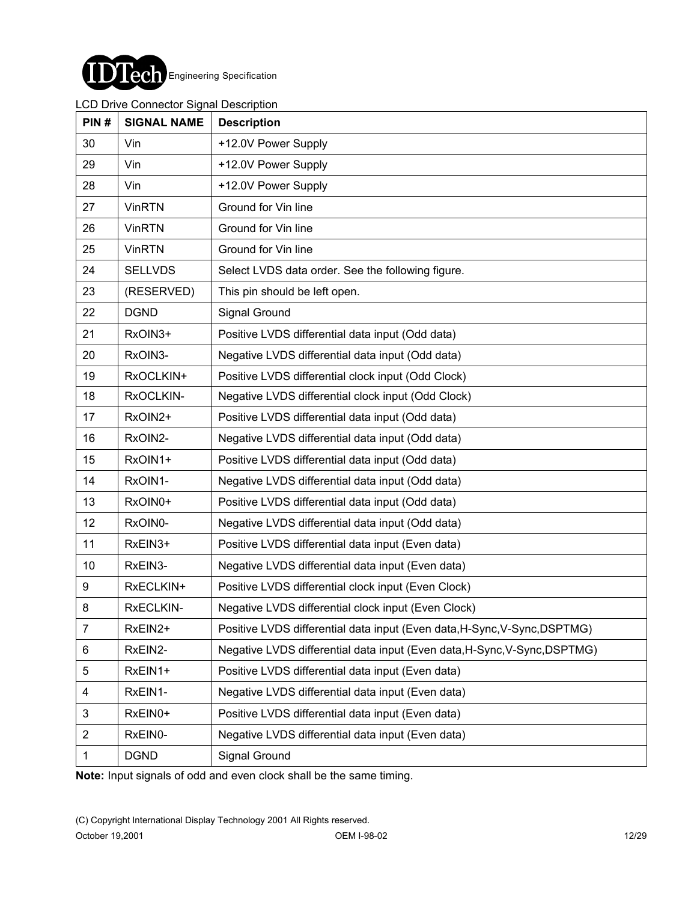LCD Drive Connector Signal Description

| PIN # | SIGNAL NAME | Description |
|---|---|---|
| 30 | Vin | +12.0V Power Supply |
| 29 | Vin | +12.0V Power Supply |
| 28 | Vin | +12.0V Power Supply |
| 27 | VinRTN | Ground for Vin line |
| 26 | VinRTN | Ground for Vin line |
| 25 | VinRTN | Ground for Vin line |
| 24 | SELLVDS | Select LVDS data order. See the following figure. |
| 23 | (RESERVED) | This pin should be left open. |
| 22 | DGND | Signal Ground |
| 21 | RxOIN3+ | Positive LVDS differential data input (Odd data) |
| 20 | RxOIN3- | Negative LVDS differential data input (Odd data) |
| 19 | RxOCLKIN+ | Positive LVDS differential clock input (Odd Clock) |
| 18 | RxOCLKIN- | Negative LVDS differential clock input (Odd Clock) |
| 17 | RxOIN2+ | Positive LVDS differential data input (Odd data) |
| 16 | RxOIN2- | Negative LVDS differential data input (Odd data) |
| 15 | RxOIN1+ | Positive LVDS differential data input (Odd data) |
| 14 | RxOIN1- | Negative LVDS differential data input (Odd data) |
| 13 | RxOIN0+ | Positive LVDS differential data input (Odd data) |
| 12 | RxOIN0- | Negative LVDS differential data input (Odd data) |
| 11 | RxEIN3+ | Positive LVDS differential data input (Even data) |
| 10 | RxEIN3- | Negative LVDS differential data input (Even data) |
| 9 | RxECLKIN+ | Positive LVDS differential clock input (Even Clock) |
| 8 | RxECLKIN- | Negative LVDS differential clock input (Even Clock) |
| 7 | RxEIN2+ | Positive LVDS differential data input (Even data,H-Sync,V-Sync,DSPTMG) |
| 6 | RxEIN2- | Negative LVDS differential data input (Even data,H-Sync,V-Sync,DSPTMG) |
| 5 | RxEIN1+ | Positive LVDS differential data input (Even data) |
| 4 | RxEIN1- | Negative LVDS differential data input (Even data) |
| 3 | RxEIN0+ | Positive LVDS differential data input (Even data) |
| 2 | RxEIN0- | Negative LVDS differential data input (Even data) |
| 1 | DGND | Signal Ground |

**Note:** Input signals of odd and even clock shall be the same timing.

(C) Copyright International Display Technology 2001 All Rights reserved.

October 19,2001 OEM I-98-02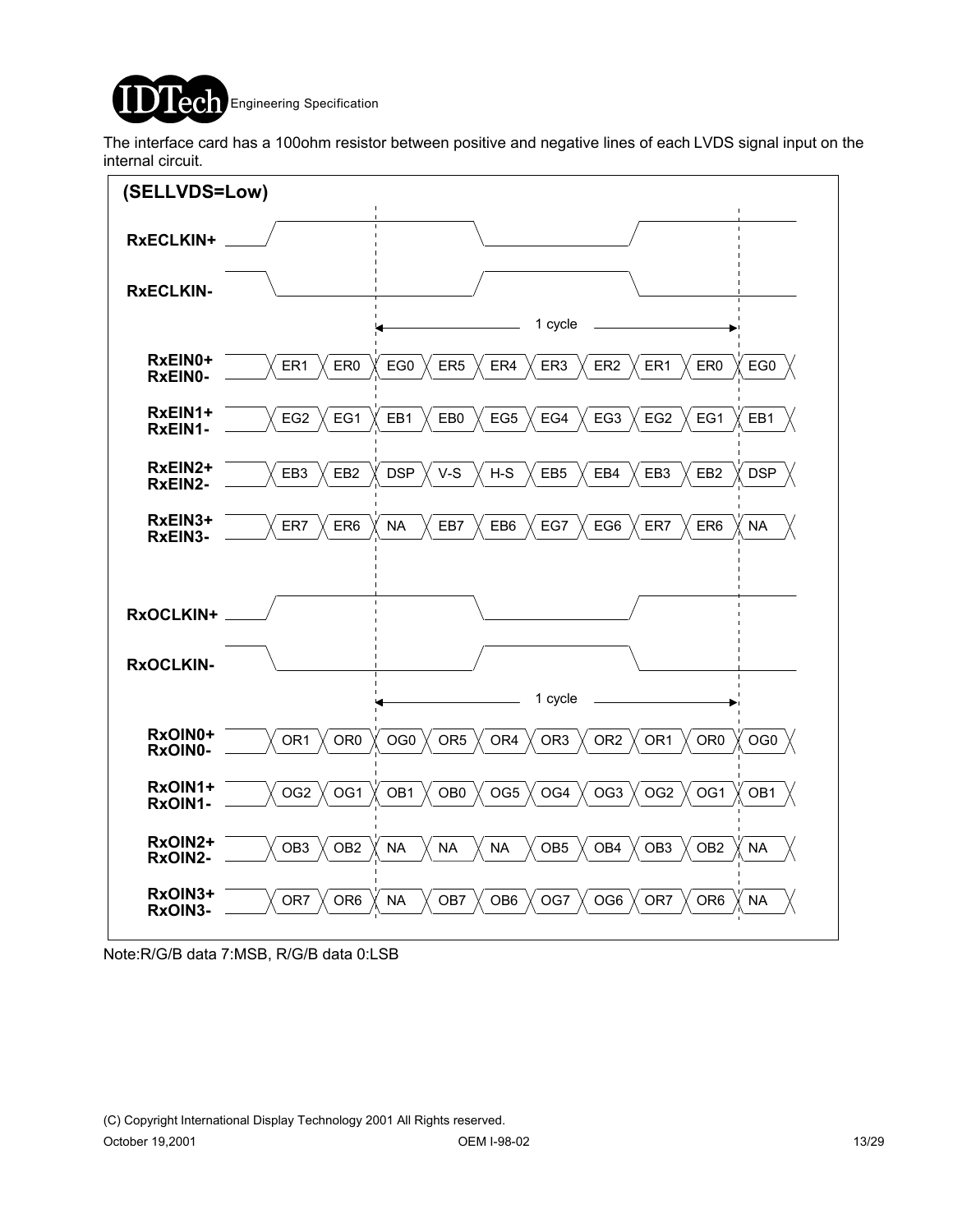The interface card has a 100ohm resistor between positive and negative lines of each LVDS signal input on the internal circuit.

**(SELLVDS=Low)**

**RxECLKIN+**

**RxECLKIN-**

1 cycle

| Signal | | | | | | | | | | |
|---|---|---|---|---|---|---|---|---|---|---|
| **RxEIN0+ RxEIN0-** | ER1 | ER0 | EG0 | ER5 | ER4 | ER3 | ER2 | ER1 | ER0 | EG0 |
| **RxEIN1+ RxEIN1-** | EG2 | EG1 | EB1 | EB0 | EG5 | EG4 | EG3 | EG2 | EG1 | EB1 |
| **RxEIN2+ RxEIN2-** | EB3 | EB2 | DSP | V-S | H-S | EB5 | EB4 | EB3 | EB2 | DSP |
| **RxEIN3+ RxEIN3-** | ER7 | ER6 | NA | EB7 | EB6 | EG7 | EG6 | ER7 | ER6 | NA |

**RxOCLKIN+**

**RxOCLKIN-**

1 cycle

| Signal | | | | | | | | | | |
|---|---|---|---|---|---|---|---|---|---|---|
| **RxOIN0+ RxOIN0-** | OR1 | OR0 | OG0 | OR5 | OR4 | OR3 | OR2 | OR1 | OR0 | OG0 |
| **RxOIN1+ RxOIN1-** | OG2 | OG1 | OB1 | OB0 | OG5 | OG4 | OG3 | OG2 | OG1 | OB1 |
| **RxOIN2+ RxOIN2-** | OB3 | OB2 | NA | NA | NA | OB5 | OB4 | OB3 | OB2 | NA |
| **RxOIN3+ RxOIN3-** | OR7 | OR6 | NA | OB7 | OB6 | OG7 | OG6 | OR7 | OR6 | NA |

Note:R/G/B data 7:MSB, R/G/B data 0:LSB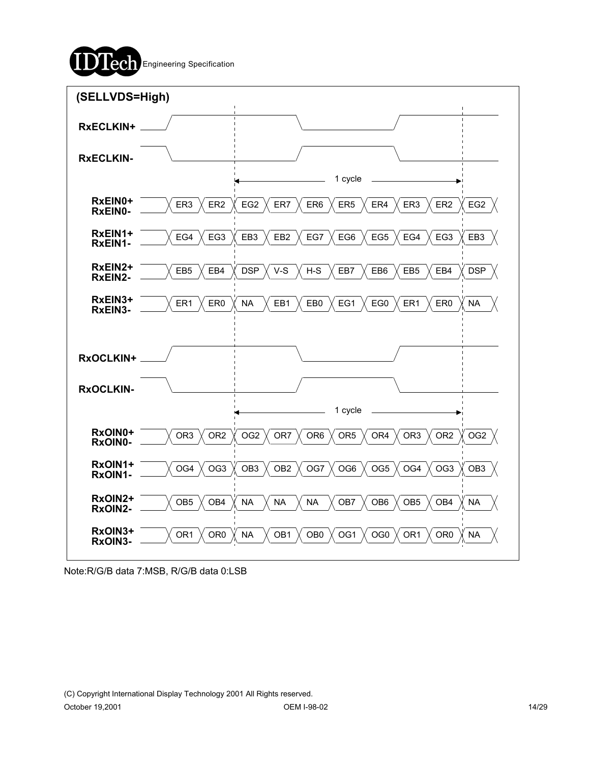**(SELLVDS=High)**

**RxECLKIN+**

**RxECLKIN-**

1 cycle

| Signal | | | | | | | | | | |
|---|---|---|---|---|---|---|---|---|---|---|
| RxEIN0+ / RxEIN0- | ER3 | ER2 | EG2 | ER7 | ER6 | ER5 | ER4 | ER3 | ER2 | EG2 |
| RxEIN1+ / RxEIN1- | EG4 | EG3 | EB3 | EB2 | EG7 | EG6 | EG5 | EG4 | EG3 | EB3 |
| RxEIN2+ / RxEIN2- | EB5 | EB4 | DSP | V-S | H-S | EB7 | EB6 | EB5 | EB4 | DSP |
| RxEIN3+ / RxEIN3- | ER1 | ER0 | NA | EB1 | EB0 | EG1 | EG0 | ER1 | ER0 | NA |

**RxOCLKIN+**

**RxOCLKIN-**

1 cycle

| Signal | | | | | | | | | | |
|---|---|---|---|---|---|---|---|---|---|---|
| RxOIN0+ / RxOIN0- | OR3 | OR2 | OG2 | OR7 | OR6 | OR5 | OR4 | OR3 | OR2 | OG2 |
| RxOIN1+ / RxOIN1- | OG4 | OG3 | OB3 | OB2 | OG7 | OG6 | OG5 | OG4 | OG3 | OB3 |
| RxOIN2+ / RxOIN2- | OB5 | OB4 | NA | NA | NA | OB7 | OB6 | OB5 | OB4 | NA |
| RxOIN3+ / RxOIN3- | OR1 | OR0 | NA | OB1 | OB0 | OG1 | OG0 | OR1 | OR0 | NA |

Note:R/G/B data 7:MSB, R/G/B data 0:LSB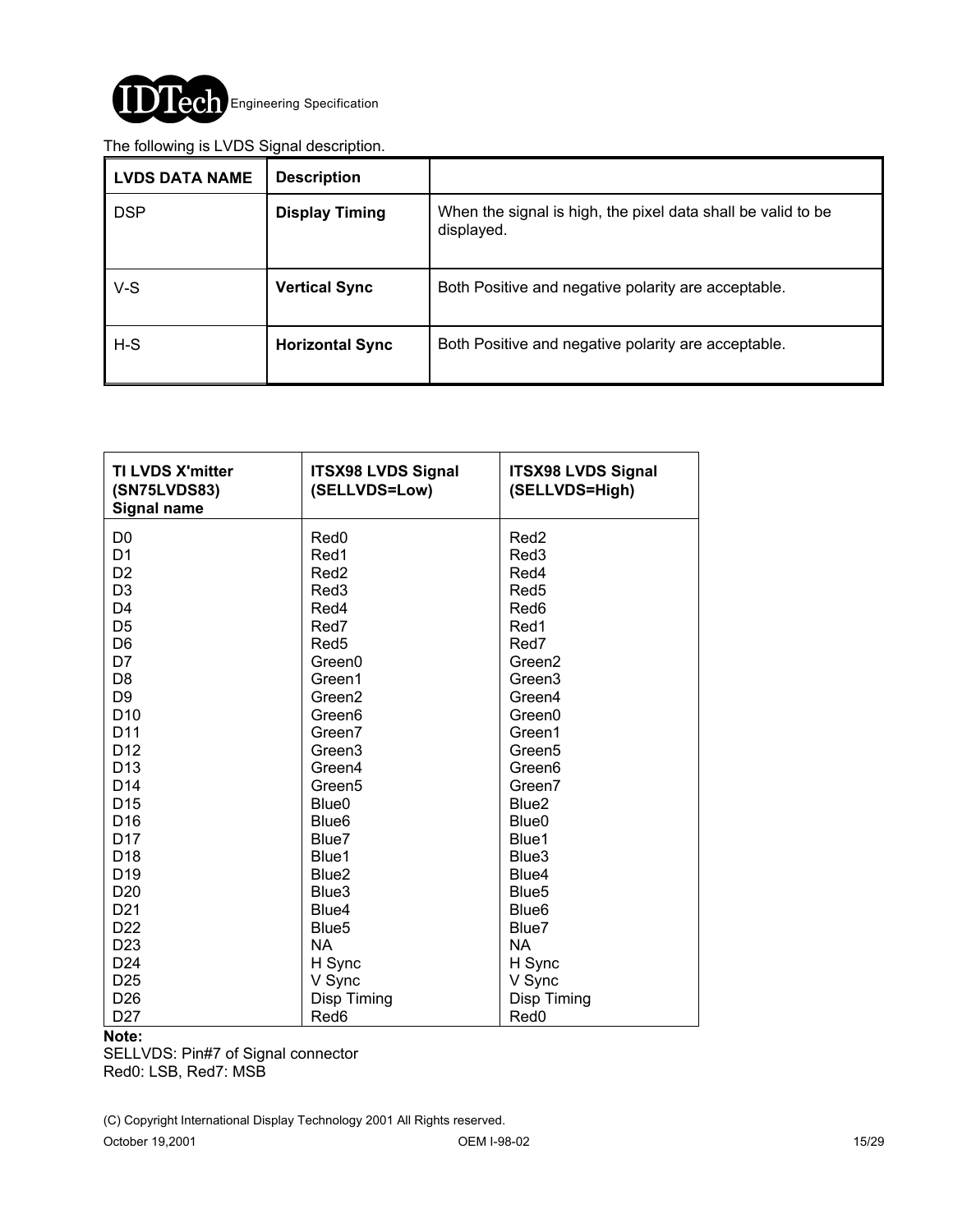The following is LVDS Signal description.

| LVDS DATA NAME | Description | |
|---|---|---|
| DSP | **Display Timing** | When the signal is high, the pixel data shall be valid to be displayed. |
| V-S | **Vertical Sync** | Both Positive and negative polarity are acceptable. |
| H-S | **Horizontal Sync** | Both Positive and negative polarity are acceptable. |

| TI LVDS X'mitter (SN75LVDS83) Signal name | ITSX98 LVDS Signal (SELLVDS=Low) | ITSX98 LVDS Signal (SELLVDS=High) |
|---|---|---|
| D0 | Red0 | Red2 |
| D1 | Red1 | Red3 |
| D2 | Red2 | Red4 |
| D3 | Red3 | Red5 |
| D4 | Red4 | Red6 |
| D5 | Red7 | Red1 |
| D6 | Red5 | Red7 |
| D7 | Green0 | Green2 |
| D8 | Green1 | Green3 |
| D9 | Green2 | Green4 |
| D10 | Green6 | Green0 |
| D11 | Green7 | Green1 |
| D12 | Green3 | Green5 |
| D13 | Green4 | Green6 |
| D14 | Green5 | Green7 |
| D15 | Blue0 | Blue2 |
| D16 | Blue6 | Blue0 |
| D17 | Blue7 | Blue1 |
| D18 | Blue1 | Blue3 |
| D19 | Blue2 | Blue4 |
| D20 | Blue3 | Blue5 |
| D21 | Blue4 | Blue6 |
| D22 | Blue5 | Blue7 |
| D23 | NA | NA |
| D24 | H Sync | H Sync |
| D25 | V Sync | V Sync |
| D26 | Disp Timing | Disp Timing |
| D27 | Red6 | Red0 |

**Note:**
SELLVDS: Pin#7 of Signal connector
Red0: LSB, Red7: MSB

(C) Copyright International Display Technology 2001 All Rights reserved.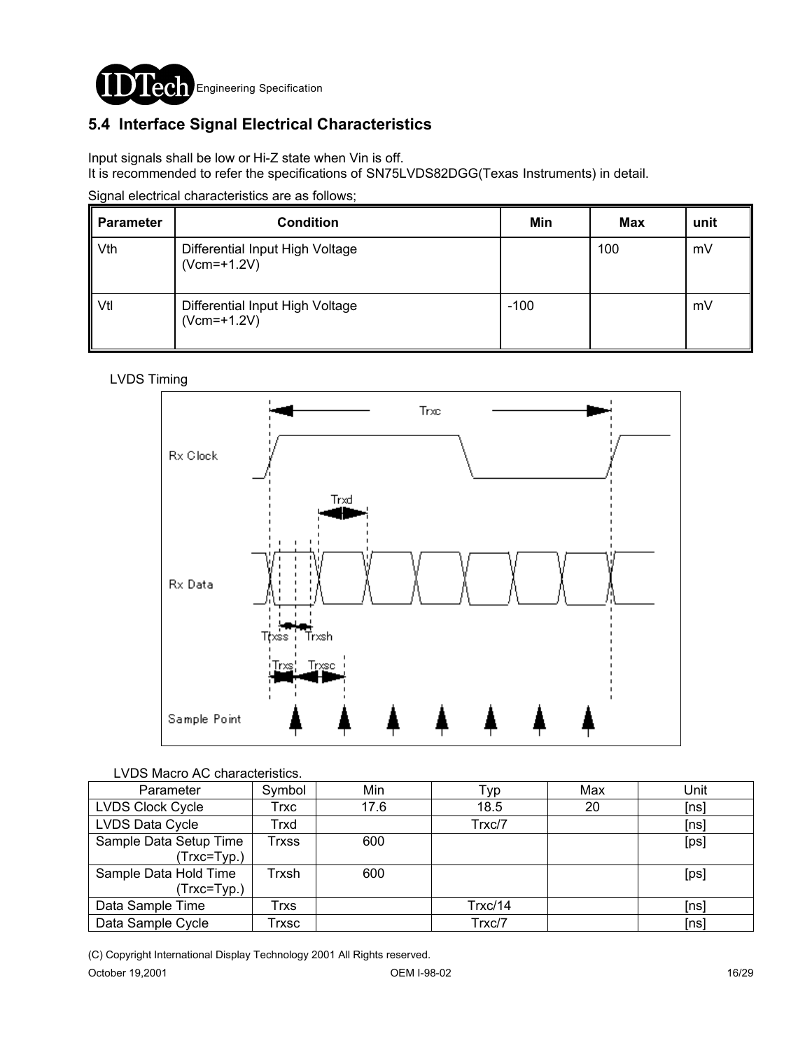## 5.4 Interface Signal Electrical Characteristics

Input signals shall be low or Hi-Z state when Vin is off.
It is recommended to refer the specifications of SN75LVDS82DGG(Texas Instruments) in detail.

Signal electrical characteristics are as follows;

| Parameter | Condition | Min | Max | unit |
|---|---|---|---|---|
| Vth | Differential Input High Voltage (Vcm=+1.2V) | | 100 | mV |
| Vtl | Differential Input High Voltage (Vcm=+1.2V) | -100 | | mV |

LVDS Timing

LVDS Macro AC characteristics.

| Parameter | Symbol | Min | Typ | Max | Unit |
|---|---|---|---|---|---|
| LVDS Clock Cycle | Trxc | 17.6 | 18.5 | 20 | [ns] |
| LVDS Data Cycle | Trxd | | Trxc/7 | | [ns] |
| Sample Data Setup Time (Trxc=Typ.) | Trxss | 600 | | | [ps] |
| Sample Data Hold Time (Trxc=Typ.) | Trxsh | 600 | | | [ps] |
| Data Sample Time | Trxs | | Trxc/14 | | [ns] |
| Data Sample Cycle | Trxsc | | Trxc/7 | | [ns] |

(C) Copyright International Display Technology 2001 All Rights reserved.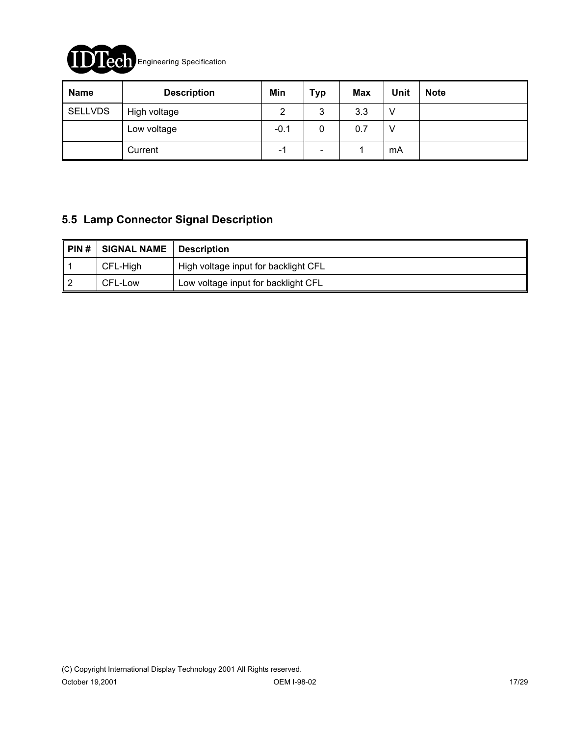| Name | Description | Min | Typ | Max | Unit | Note |
|---|---|---|---|---|---|---|
| SELLVDS | High voltage | 2 | 3 | 3.3 | V | |
| | Low voltage | -0.1 | 0 | 0.7 | V | |
| | Current | -1 | - | 1 | mA | |

## 5.5 Lamp Connector Signal Description

| PIN # | SIGNAL NAME | Description |
|---|---|---|
| 1 | CFL-High | High voltage input for backlight CFL |
| 2 | CFL-Low | Low voltage input for backlight CFL |

(C) Copyright International Display Technology 2001 All Rights reserved.

October 19,2001 OEM I-98-02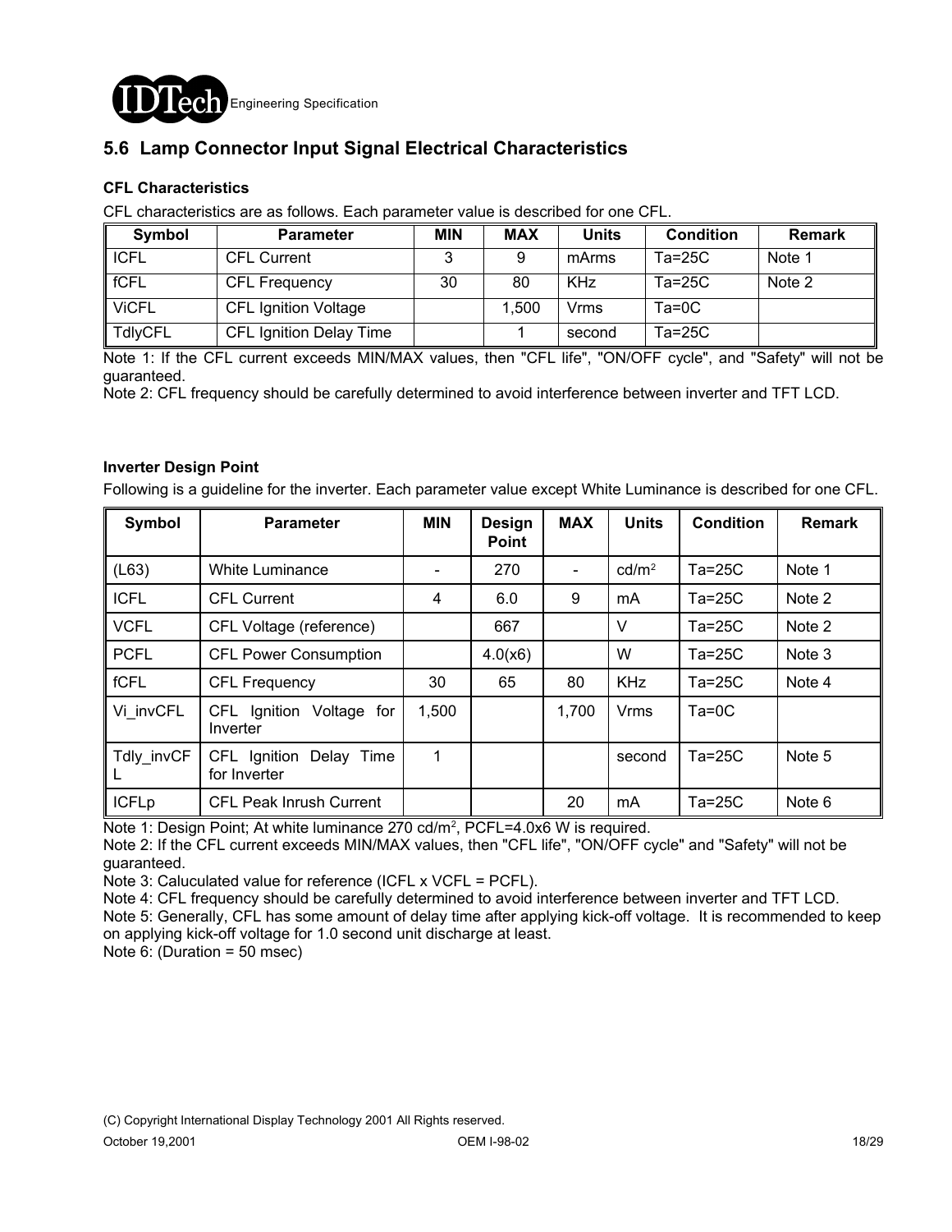## 5.6 Lamp Connector Input Signal Electrical Characteristics

**CFL Characteristics**

CFL characteristics are as follows. Each parameter value is described for one CFL.

| Symbol | Parameter | MIN | MAX | Units | Condition | Remark |
|---|---|---|---|---|---|---|
| ICFL | CFL Current | 3 | 9 | mArms | Ta=25C | Note 1 |
| fCFL | CFL Frequency | 30 | 80 | KHz | Ta=25C | Note 2 |
| ViCFL | CFL Ignition Voltage | | 1,500 | Vrms | Ta=0C | |
| TdlyCFL | CFL Ignition Delay Time | | 1 | second | Ta=25C | |

Note 1: If the CFL current exceeds MIN/MAX values, then "CFL life", "ON/OFF cycle", and "Safety" will not be guaranteed.

Note 2: CFL frequency should be carefully determined to avoid interference between inverter and TFT LCD.

**Inverter Design Point**

Following is a guideline for the inverter. Each parameter value except White Luminance is described for one CFL.

| Symbol | Parameter | MIN | Design Point | MAX | Units | Condition | Remark |
|---|---|---|---|---|---|---|---|
| (L63) | White Luminance | - | 270 | - | $cd/m^2$ | Ta=25C | Note 1 |
| ICFL | CFL Current | 4 | 6.0 | 9 | mA | Ta=25C | Note 2 |
| VCFL | CFL Voltage (reference) | | 667 | | V | Ta=25C | Note 2 |
| PCFL | CFL Power Consumption | | 4.0(x6) | | W | Ta=25C | Note 3 |
| fCFL | CFL Frequency | 30 | 65 | 80 | KHz | Ta=25C | Note 4 |
| Vi_invCFL | CFL Ignition Voltage for Inverter | 1,500 | | 1,700 | Vrms | Ta=0C | |
| Tdly_invCFL | CFL Ignition Delay Time for Inverter | 1 | | | second | Ta=25C | Note 5 |
| ICFLp | CFL Peak Inrush Current | | | 20 | mA | Ta=25C | Note 6 |

Note 1: Design Point; At white luminance 270 $cd/m^2$, PCFL=4.0x6 W is required.

Note 2: If the CFL current exceeds MIN/MAX values, then "CFL life", "ON/OFF cycle" and "Safety" will not be guaranteed.

Note 3: Caluculated value for reference (ICFL x VCFL = PCFL).

Note 4: CFL frequency should be carefully determined to avoid interference between inverter and TFT LCD.

Note 5: Generally, CFL has some amount of delay time after applying kick-off voltage. It is recommended to keep on applying kick-off voltage for 1.0 second unit discharge at least.

Note 6: (Duration = 50 msec)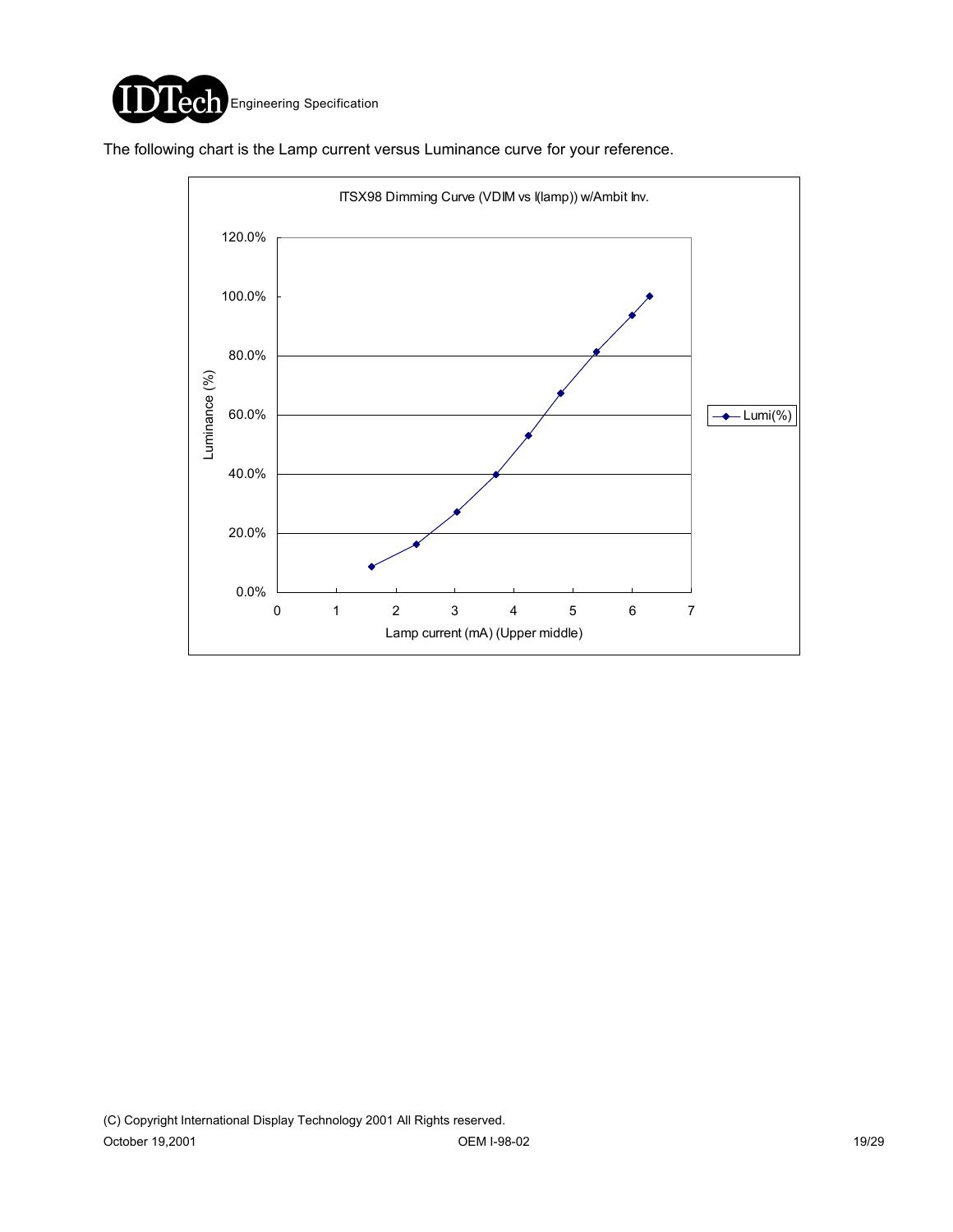The following chart is the Lamp current versus Luminance curve for your reference.

ITSX98 Dimming Curve (VDIM vs I(lamp)) w/Ambit Inv.

Luminance (%)

Lamp current (mA) (Upper middle)

Lumi(%)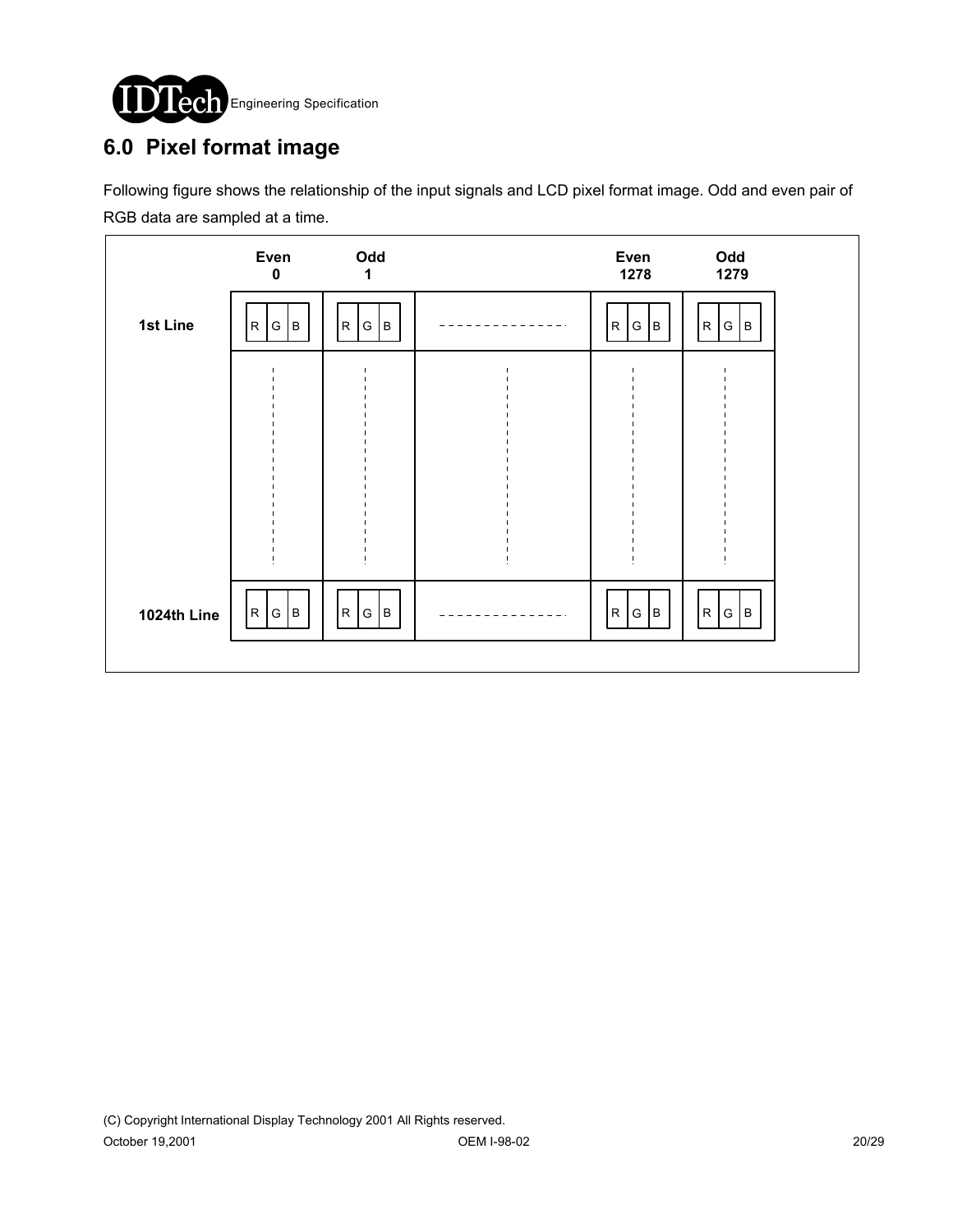# 6.0 Pixel format image

Following figure shows the relationship of the input signals and LCD pixel format image. Odd and even pair of RGB data are sampled at a time.

| | Even 0 | Odd 1 | | Even 1278 | Odd 1279 |
|---|---|---|---|---|---|
| 1st Line | R G B | R G B | - - - - - - - - - - - - - - | R G B | R G B |
| | ⋮ | ⋮ | ⋮ | ⋮ | ⋮ |
| 1024th Line | R G B | R G B | - - - - - - - - - - - - - - | R G B | R G B |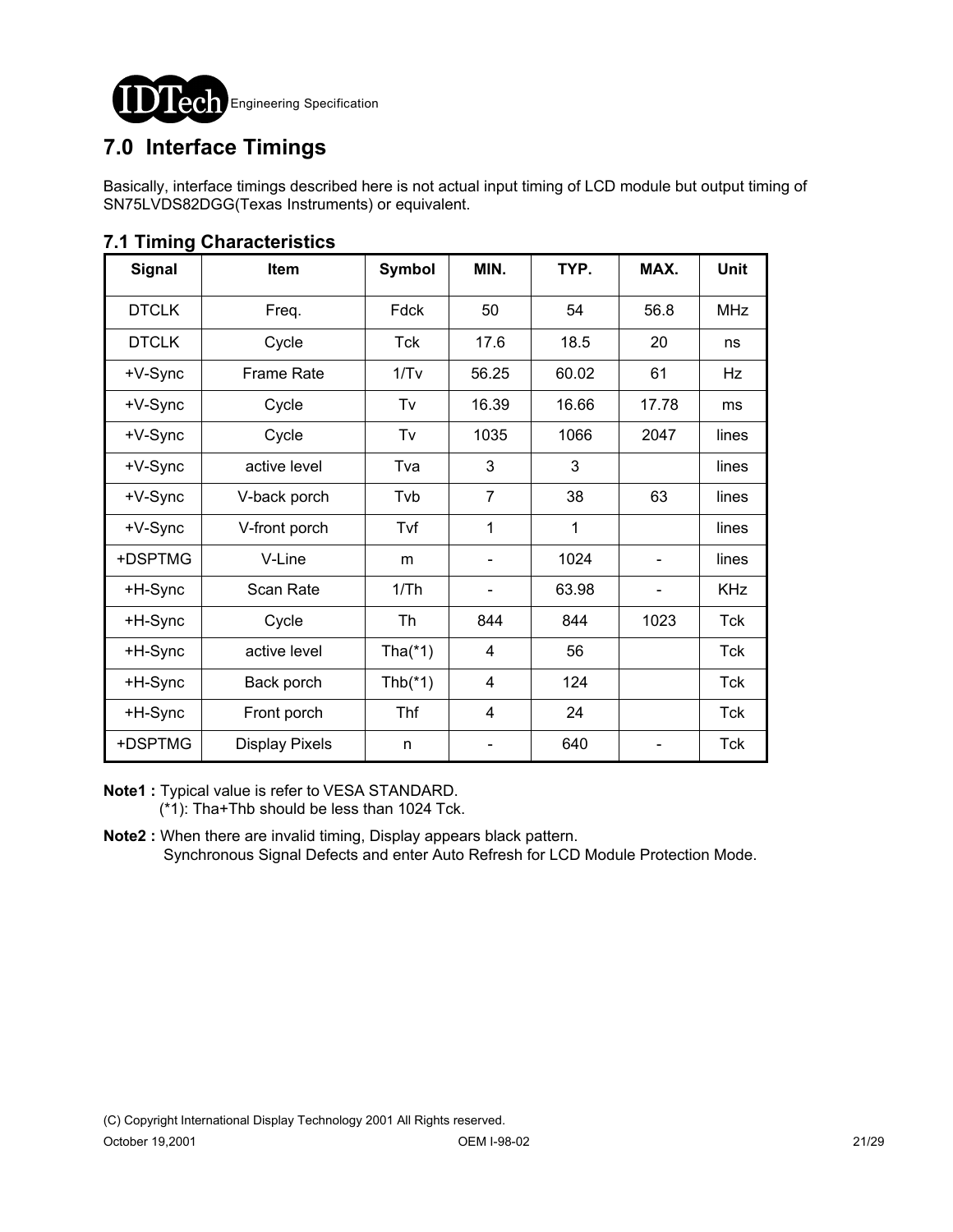## 7.0 Interface Timings

Basically, interface timings described here is not actual input timing of LCD module but output timing of SN75LVDS82DGG(Texas Instruments) or equivalent.

### 7.1 Timing Characteristics

| Signal | Item | Symbol | MIN. | TYP. | MAX. | Unit |
|---|---|---|---|---|---|---|
| DTCLK | Freq. | Fdck | 50 | 54 | 56.8 | MHz |
| DTCLK | Cycle | Tck | 17.6 | 18.5 | 20 | ns |
| +V-Sync | Frame Rate | 1/Tv | 56.25 | 60.02 | 61 | Hz |
| +V-Sync | Cycle | Tv | 16.39 | 16.66 | 17.78 | ms |
| +V-Sync | Cycle | Tv | 1035 | 1066 | 2047 | lines |
| +V-Sync | active level | Tva | 3 | 3 | | lines |
| +V-Sync | V-back porch | Tvb | 7 | 38 | 63 | lines |
| +V-Sync | V-front porch | Tvf | 1 | 1 | | lines |
| +DSPTMG | V-Line | m | - | 1024 | - | lines |
| +H-Sync | Scan Rate | 1/Th | - | 63.98 | - | KHz |
| +H-Sync | Cycle | Th | 844 | 844 | 1023 | Tck |
| +H-Sync | active level | Tha(*1) | 4 | 56 | | Tck |
| +H-Sync | Back porch | Thb(*1) | 4 | 124 | | Tck |
| +H-Sync | Front porch | Thf | 4 | 24 | | Tck |
| +DSPTMG | Display Pixels | n | - | 640 | - | Tck |

**Note1 :** Typical value is refer to VESA STANDARD.
(*1): Tha+Thb should be less than 1024 Tck.

**Note2 :** When there are invalid timing, Display appears black pattern.
Synchronous Signal Defects and enter Auto Refresh for LCD Module Protection Mode.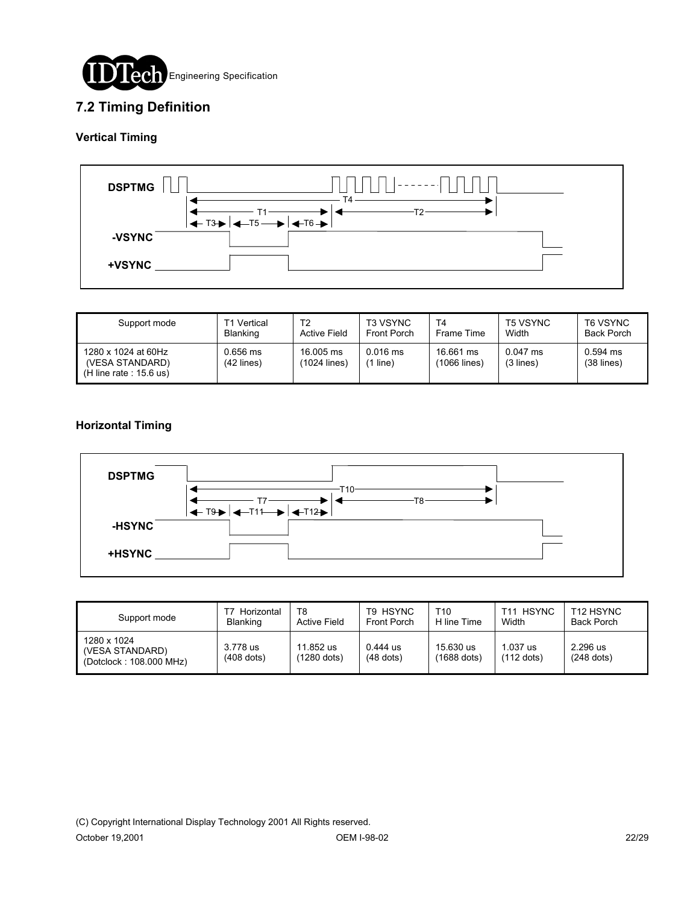## 7.2 Timing Definition

### Vertical Timing

| Support mode | T1 Vertical Blanking | T2 Active Field | T3 VSYNC Front Porch | T4 Frame Time | T5 VSYNC Width | T6 VSYNC Back Porch |
|---|---|---|---|---|---|---|
| 1280 x 1024 at 60Hz (VESA STANDARD) (H line rate : 15.6 us) | 0.656 ms (42 lines) | 16.005 ms (1024 lines) | 0.016 ms (1 line) | 16.661 ms (1066 lines) | 0.047 ms (3 lines) | 0.594 ms (38 lines) |

### Horizontal Timing

| Support mode | T7 Horizontal Blanking | T8 Active Field | T9 HSYNC Front Porch | T10 H line Time | T11 HSYNC Width | T12 HSYNC Back Porch |
|---|---|---|---|---|---|---|
| 1280 x 1024 (VESA STANDARD) (Dotclock : 108.000 MHz) | 3.778 us (408 dots) | 11.852 us (1280 dots) | 0.444 us (48 dots) | 15.630 us (1688 dots) | 1.037 us (112 dots) | 2.296 us (248 dots) |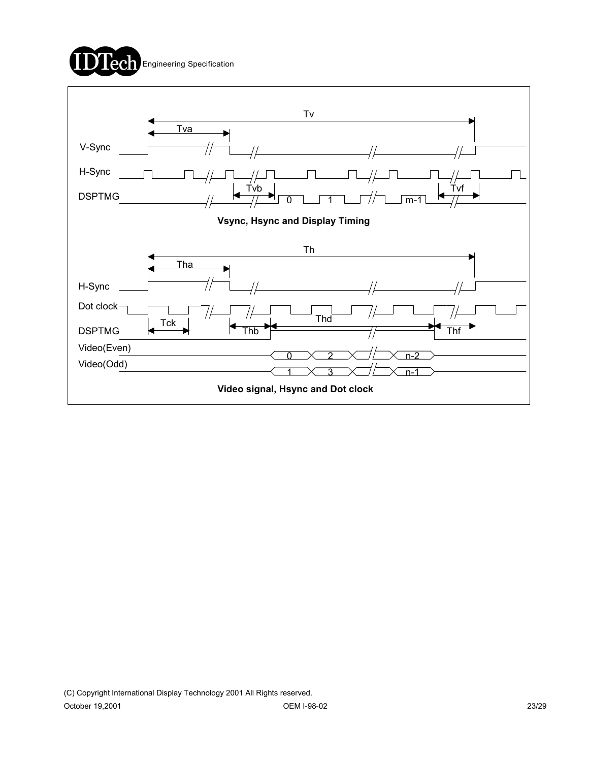Vsync, Hsync and Display Timing

Video signal, Hsync and Dot clock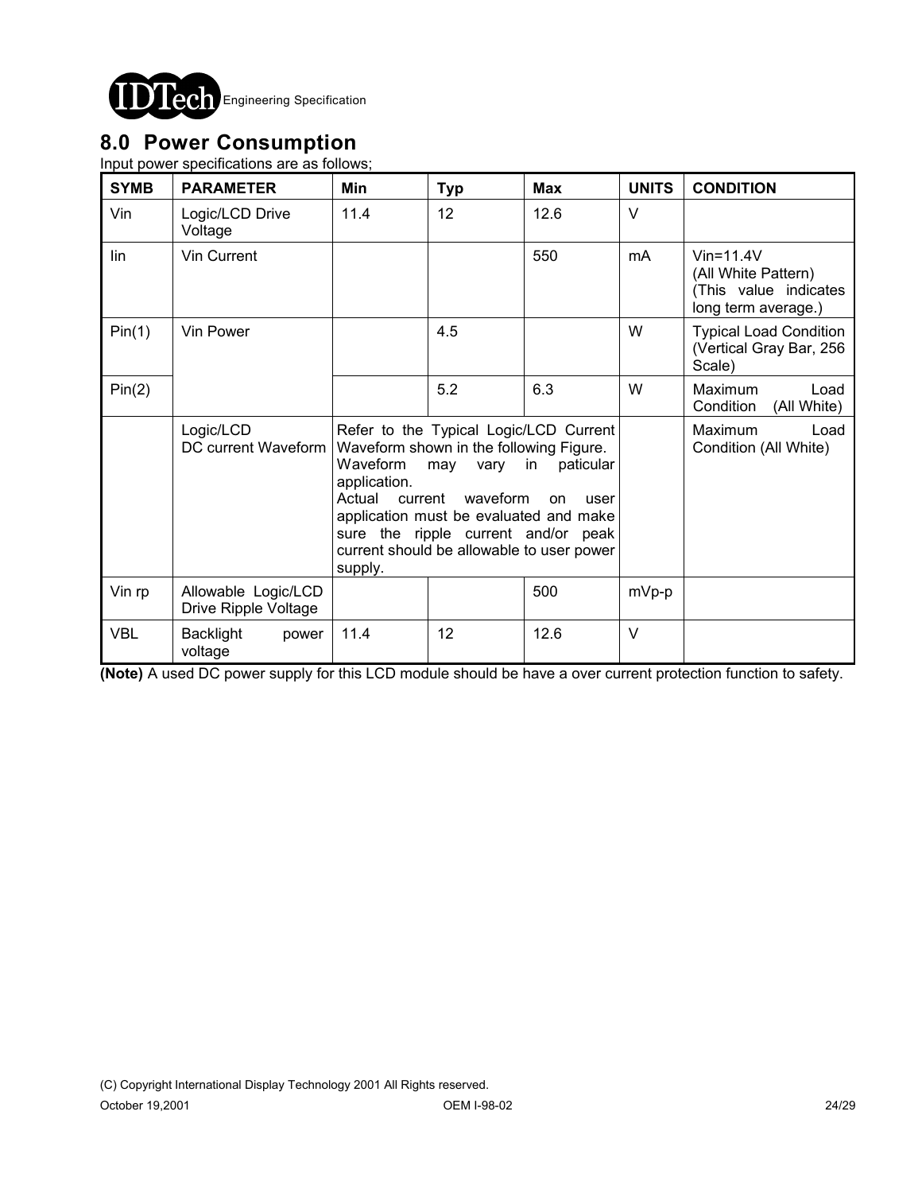## 8.0 Power Consumption

Input power specifications are as follows;

| SYMB | PARAMETER | Min | Typ | Max | UNITS | CONDITION |
|---|---|---|---|---|---|---|
| Vin | Logic/LCD Drive Voltage | 11.4 | 12 | 12.6 | V | |
| Iin | Vin Current | | | 550 | mA | Vin=11.4V (All White Pattern) (This value indicates long term average.) |
| Pin(1) | Vin Power | | 4.5 | | W | Typical Load Condition (Vertical Gray Bar, 256 Scale) |
| Pin(2) | | | 5.2 | 6.3 | W | Maximum Load Condition (All White) |
| | Logic/LCD DC current Waveform | Refer to the Typical Logic/LCD Current Waveform shown in the following Figure. Waveform may vary in paticular application. Actual current waveform on user application must be evaluated and make sure the ripple current and/or peak current should be allowable to user power supply. | | | | Maximum Load Condition (All White) |
| Vin rp | Allowable Logic/LCD Drive Ripple Voltage | | | 500 | mVp-p | |
| VBL | Backlight power voltage | 11.4 | 12 | 12.6 | V | |

**(Note)** A used DC power supply for this LCD module should be have a over current protection function to safety.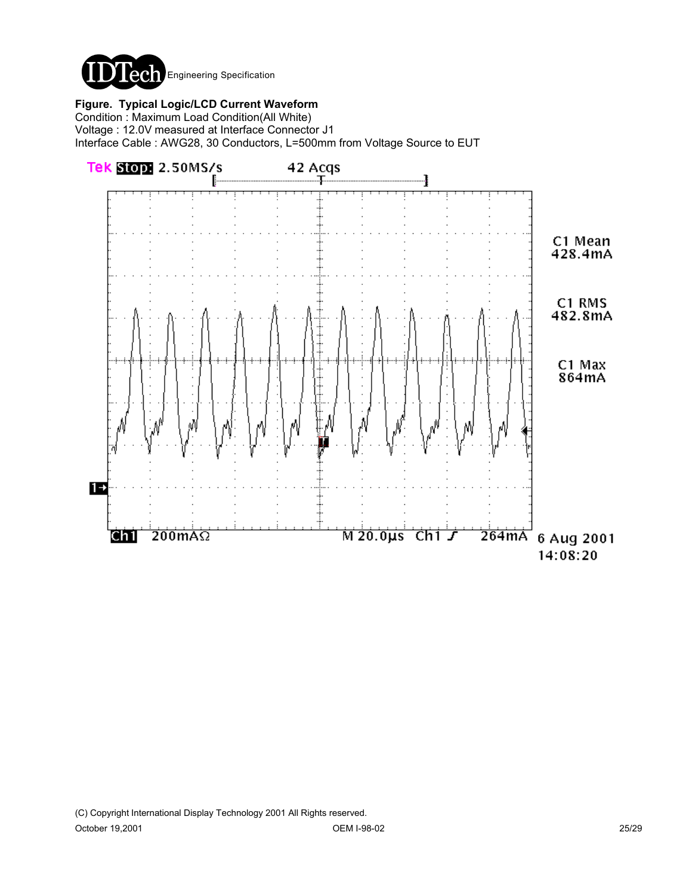**Figure. Typical Logic/LCD Current Waveform**

Condition : Maximum Load Condition(All White)

Voltage : 12.0V measured at Interface Connector J1

Interface Cable : AWG28, 30 Conductors, L=500mm from Voltage Source to EUT

Tek Stop: 2.50MS/s 42 Acqs

C1 Mean 428.4mA

C1 RMS 482.8mA

C1 Max 864mA

Ch1 200mAΩ M 20.0µs Ch1 ∫ 264mA 6 Aug 2001 14:08:20

(C) Copyright International Display Technology 2001 All Rights reserved.

October 19,2001 OEM I-98-02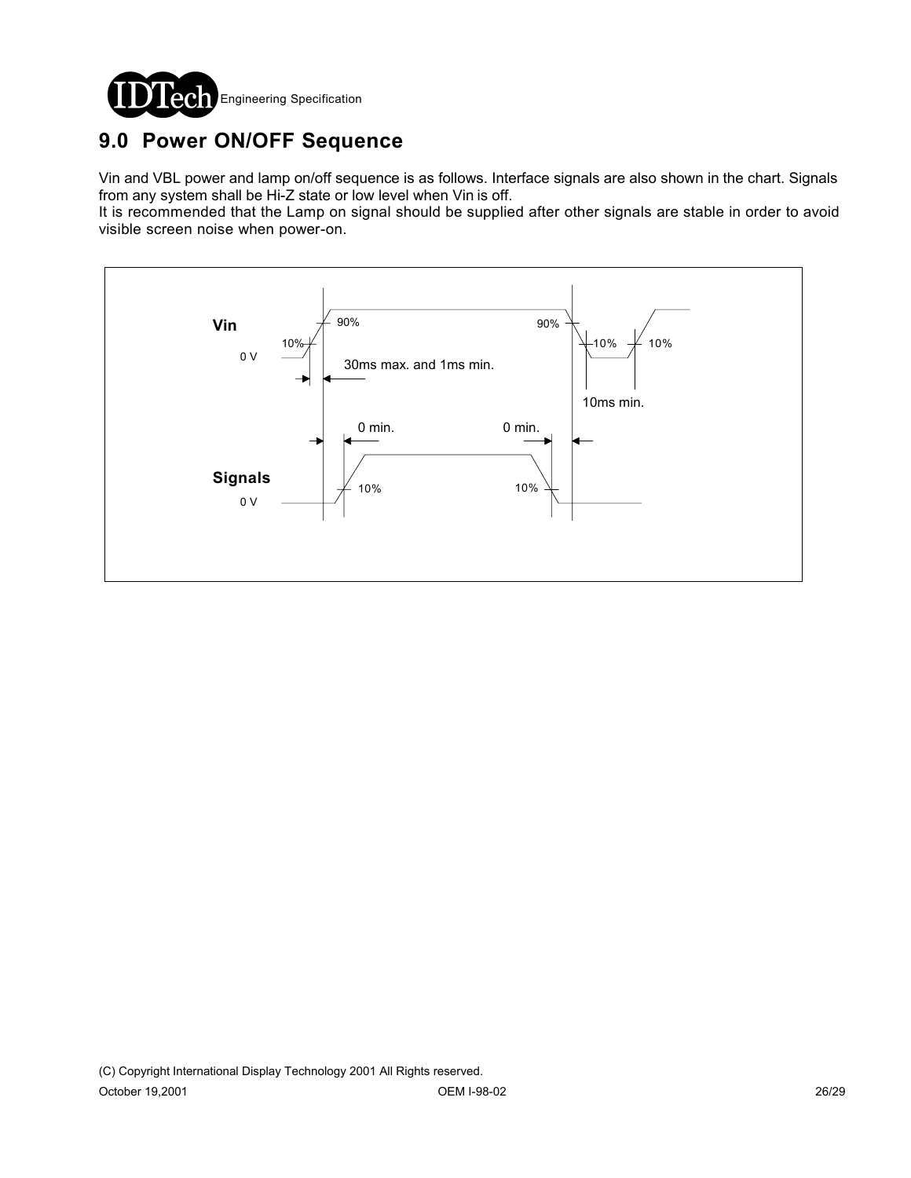# 9.0 Power ON/OFF Sequence

Vin and VBL power and lamp on/off sequence is as follows. Interface signals are also shown in the chart. Signals from any system shall be Hi-Z state or low level when Vin is off.

It is recommended that the Lamp on signal should be supplied after other signals are stable in order to avoid visible screen noise when power-on.

Vin

0 V

10%

90%

30ms max. and 1ms min.

90%

10%

10%

10ms min.

0 min.

0 min.

Signals

0 V

10%

10%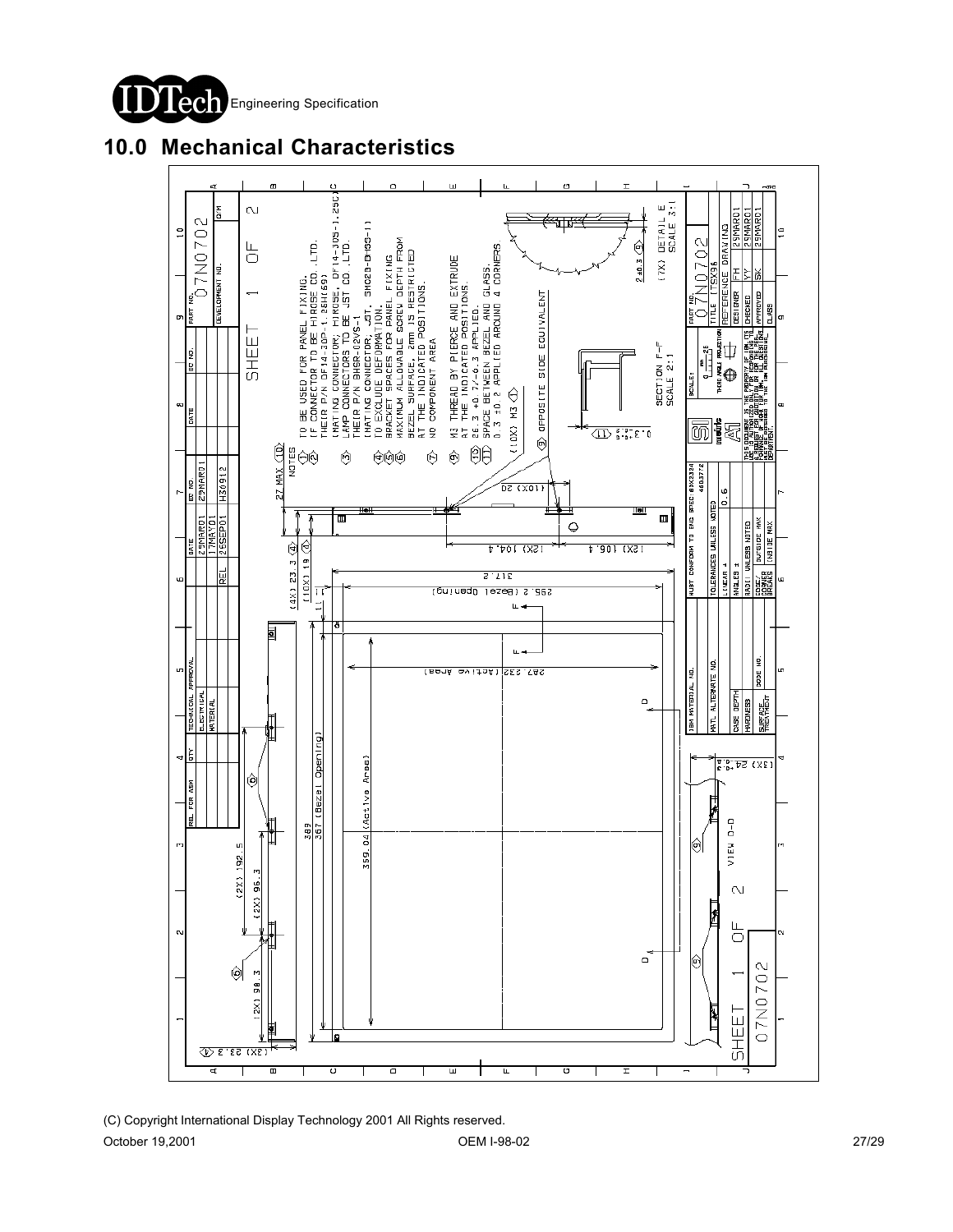## 10.0 Mechanical Characteristics

NOTES

1. TO BE USED FOR PANEL FIXING.
2. IF CONNECTOR TO BE HIROSE CO. LTD. THEIR P/N DF14-30P-1.25H(69) (MATING CONNECTOR; HIROSE, DF14-30S-1.25C)
3. LAMP CONNECTORS TO BE JST CO. LTD. THEIR P/N BHSR-02VS-1 (MATING CONNECTOR; JST, SM02B-BHSS-1)
4. TO EXCLUDE DEFORMATION.
5. BRACKET SPACES FOR PANEL FIXING.
6. MAXIMUM ALLOWABLE SCREW DEPTH FROM BEZEL SURFACE, 2mm IS RESTRICTED AT THE INDICATED POSITIONS.
7. NO COMPONENT AREA
8. OPPOSITE SIDE EQUIVALENT
9. M3 THREAD BY PIERCE AND EXTRUDE AT THE INDICATED POSITIONS.
10. 26.3 +0.7/-0.3 APPLIED.
11. SPACE BETWEEN BEZEL AND GLASS. 0.3 ±0.2 APPLIED AROUND 4 CORNERS.

SHEET 1 OF 2 — 07N0702

Dimensions: 317.2; 255.2 (Bezel Opening); 287.232 (Active Area); 389; 367 (Bezel Opening); 359.04 (Active Area); (2X) 104.4; (2X) 106.4; (10X) 20; (4X) 23.3; (10X) 19; 27 MAX; (2X) 192.5; (2X) 96.3; (2X) 98.3; (3X) 23.3; (10X) M3; 2±0.3; (3X) 24; SECTION F-F SCALE 2:1; (7X) DETAIL E SCALE 3:1; VIEW D-D

| DATE | EC NO. |
|---|---|
| 29MAR01 | 29MAR01 |
| 17MAY01 | |
| 26SEP01 | H30912 |

TITLE: 15X96 REFERENCE DRAWING — PART NO. 07N0702 — DESIGNER FH 29MAR01; CHECKED YY 29MAR01; APPROVED SK 29MAR01

TOLERANCES UNLESS NOTED: LINEAR ± 0.6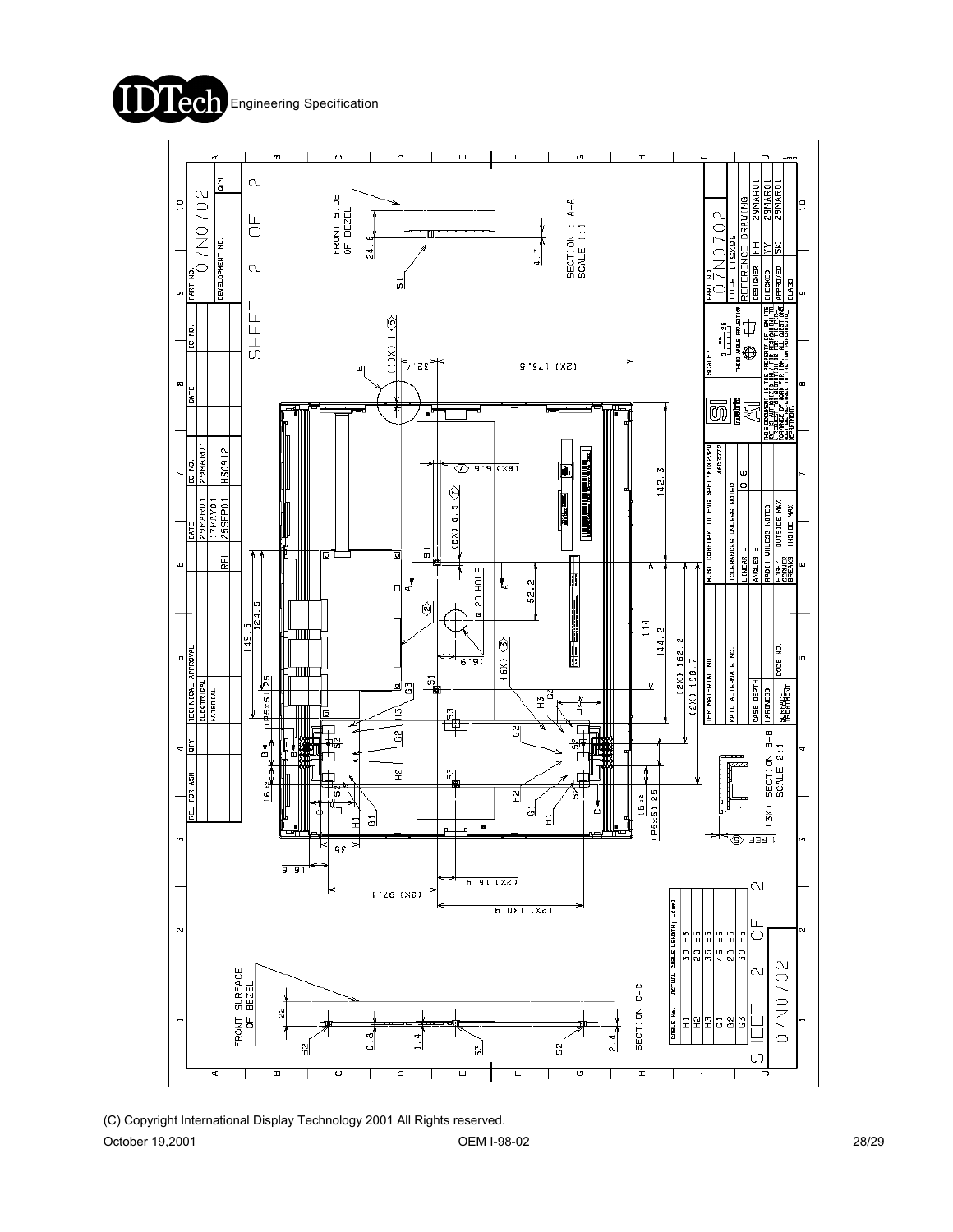SHEET 2 OF 2

PART NO. 07N0702

TITLE ITSX98

REFERENCE DRAWING

| REL. FOR ASM | QTY | TECHNICAL APPROVAL | DATE | EC NO. |
|---|---|---|---|---|
| | | ELECTRICAL | 29MAR01 | 29MAR01 |
| | | MATERIAL | 17MAY01 | |
| | | | REL 25SEP01 | H30912 |

| DESIGNER | FH | 29MAR01 |
|---|---|---|
| CHECKED | YY | 29MAR01 |
| APPROVED | SK | 29MAR01 |
| CLASS | | |

MUST CONFORM TO ENG SPEC: 60X2324 4602772

TOLERANCES UNLESS NOTED

LINEAR ± 0.6

ANGLES ±

RADII UNLESS NOTED

EDGE/CORNER BREAKS: OUTSIDE MAX, INSIDE MAX

SECTION A-A SCALE 1:1

SECTION B-B SCALE 2:1

SECTION C-C

FRONT SIDE OF BEZEL

FRONT SURFACE OF BEZEL

| CABLE No. | ACTUAL CABLE LENGTH; L(mm) |
|---|---|
| H1 | 30 ±5 |
| H2 | 20 ±5 |
| H3 | 35 ±5 |
| G1 | 45 ±5 |
| G2 | 20 ±5 |
| G3 | 30 ±5 |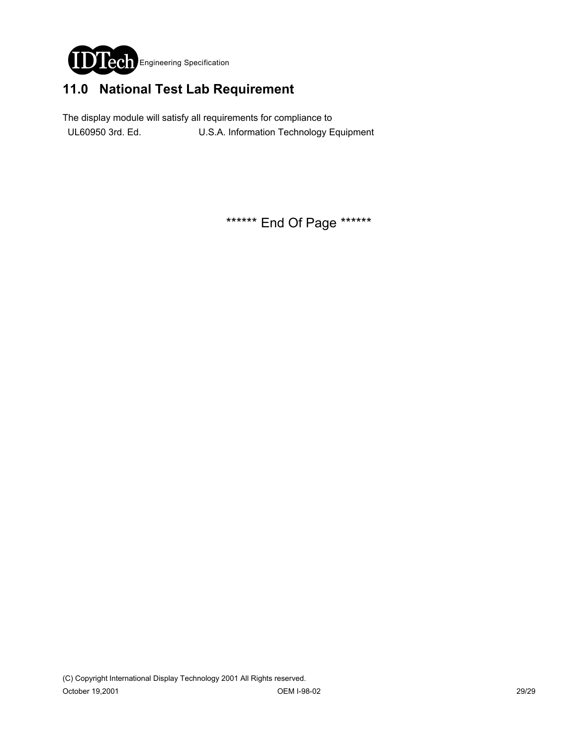## 11.0 National Test Lab Requirement

The display module will satisfy all requirements for compliance to

| | |
|---|---|
| UL60950 3rd. Ed. | U.S.A. Information Technology Equipment |

****** End Of Page ******